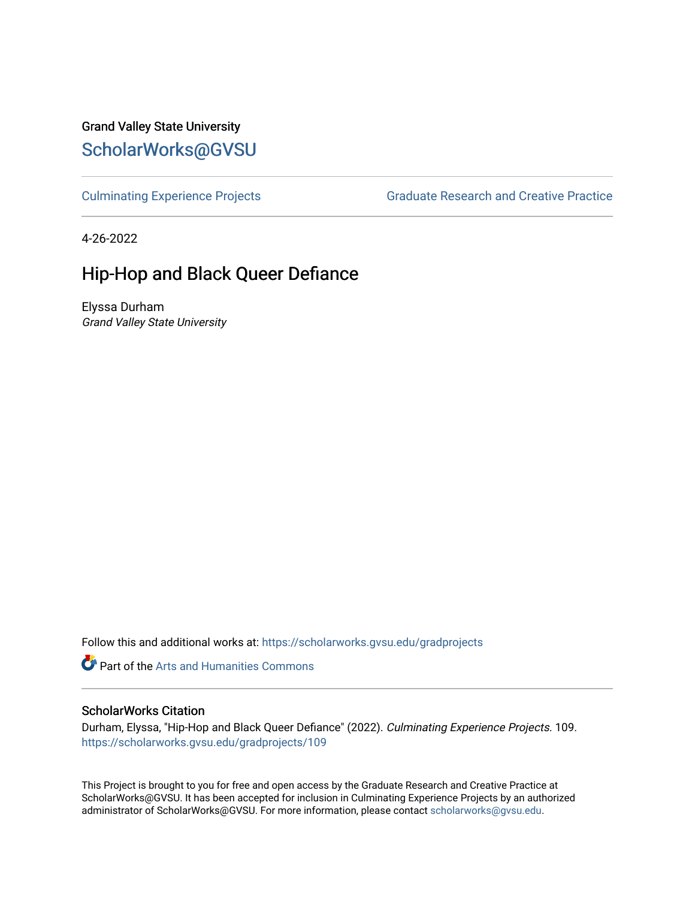Grand Valley State University

ScholarWorks@GVSU

Culminating Experience Projects

Graduate Research and Creative Practice

4-26-2022

# Hip-Hop and Black Queer Defiance

Elyssa Durham
*Grand Valley State University*

Follow this and additional works at: https://scholarworks.gvsu.edu/gradprojects

Part of the Arts and Humanities Commons

## ScholarWorks Citation

Durham, Elyssa, "Hip-Hop and Black Queer Defiance" (2022). *Culminating Experience Projects*. 109.
https://scholarworks.gvsu.edu/gradprojects/109

This Project is brought to you for free and open access by the Graduate Research and Creative Practice at ScholarWorks@GVSU. It has been accepted for inclusion in Culminating Experience Projects by an authorized administrator of ScholarWorks@GVSU. For more information, please contact scholarworks@gvsu.edu.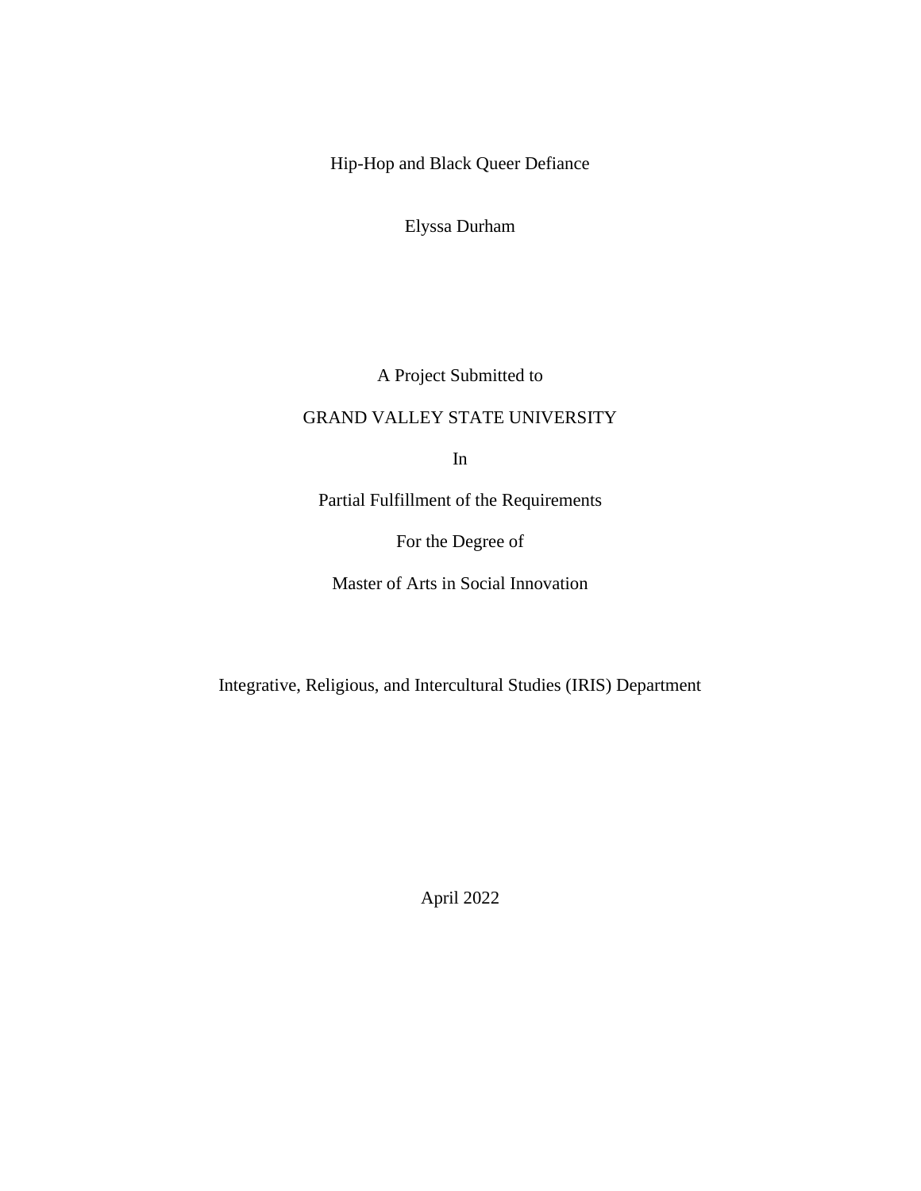# Hip-Hop and Black Queer Defiance

Elyssa Durham

A Project Submitted to

GRAND VALLEY STATE UNIVERSITY

In

Partial Fulfillment of the Requirements

For the Degree of

Master of Arts in Social Innovation

Integrative, Religious, and Intercultural Studies (IRIS) Department

April 2022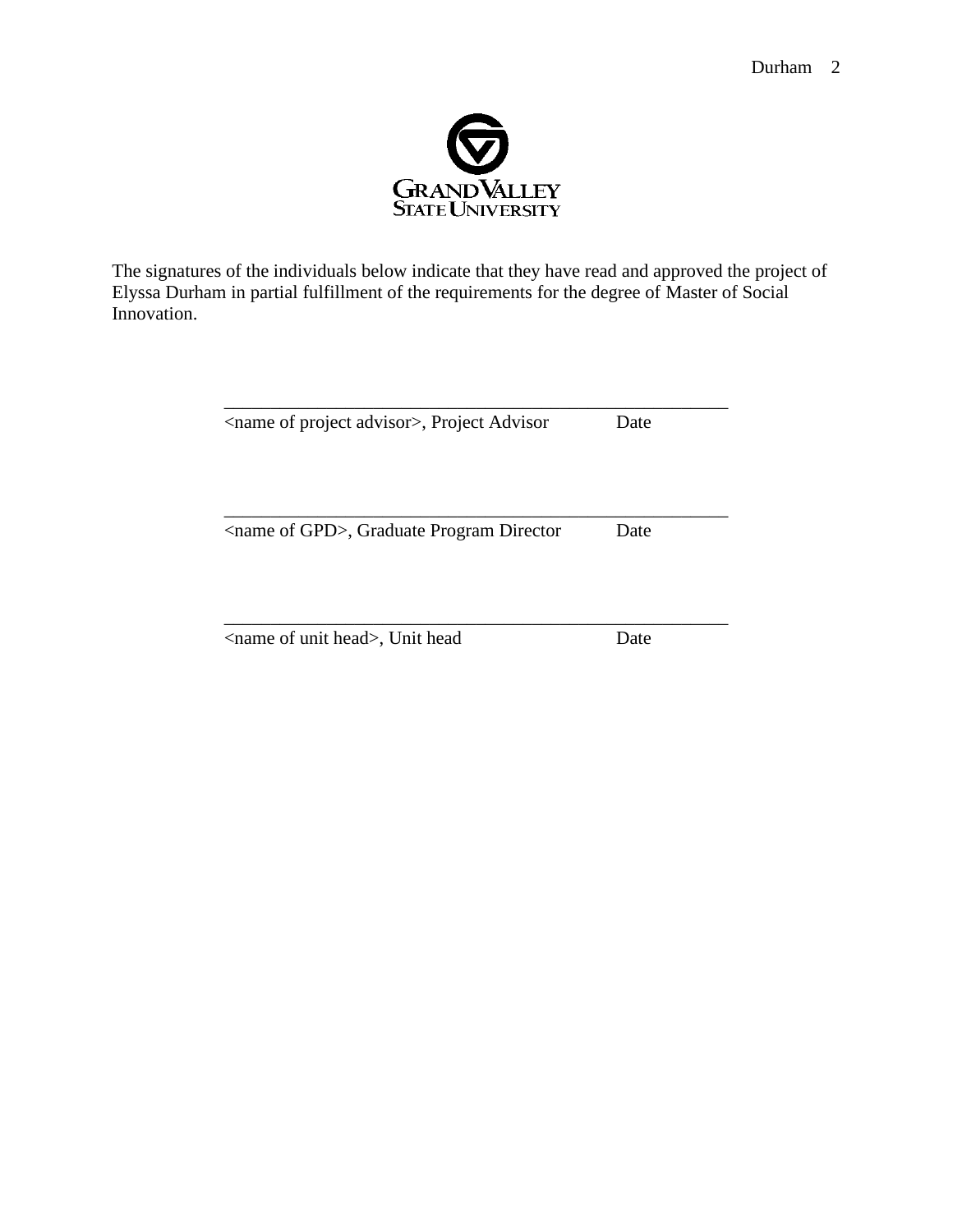GRAND VALLEY STATE UNIVERSITY

The signatures of the individuals below indicate that they have read and approved the project of Elyssa Durham in partial fulfillment of the requirements for the degree of Master of Social Innovation.

\_\_\_\_\_\_\_\_\_\_\_\_\_\_\_\_\_\_\_\_\_\_\_\_\_\_\_\_\_\_\_\_\_\_\_\_\_\_\_\_\_\_\_\_\_\_\_\_\_\_\_\_\_\_

<name of project advisor>, Project Advisor          Date

\_\_\_\_\_\_\_\_\_\_\_\_\_\_\_\_\_\_\_\_\_\_\_\_\_\_\_\_\_\_\_\_\_\_\_\_\_\_\_\_\_\_\_\_\_\_\_\_\_\_\_\_\_\_

<name of GPD>, Graduate Program Director          Date

\_\_\_\_\_\_\_\_\_\_\_\_\_\_\_\_\_\_\_\_\_\_\_\_\_\_\_\_\_\_\_\_\_\_\_\_\_\_\_\_\_\_\_\_\_\_\_\_\_\_\_\_\_\_

<name of unit head>, Unit head          Date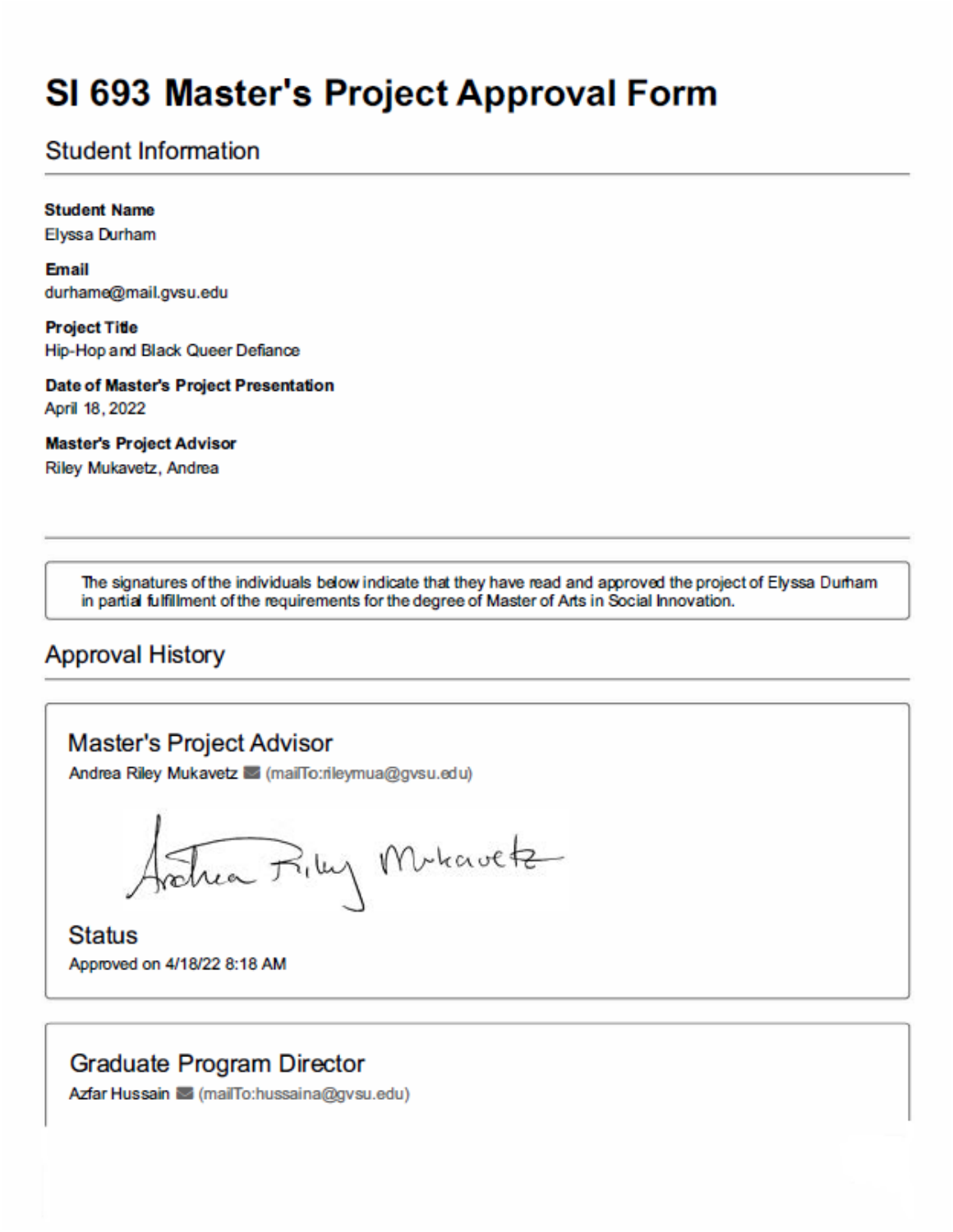# SI 693 Master's Project Approval Form

## Student Information

**Student Name**
Elyssa Durham

**Email**
durhame@mail.gvsu.edu

**Project Title**
Hip-Hop and Black Queer Defiance

**Date of Master's Project Presentation**
April 18, 2022

**Master's Project Advisor**
Riley Mukavetz, Andrea

---

The signatures of the individuals below indicate that they have read and approved the project of Elyssa Durham in partial fulfillment of the requirements for the degree of Master of Arts in Social Innovation.

## Approval History

### Master's Project Advisor

Andrea Riley Mukavetz (mailTo:rileymua@gvsu.edu)

Andrea Riley Mukavetz

### Status

Approved on 4/18/22 8:18 AM

### Graduate Program Director

Azfar Hussain (mailTo:hussaina@gvsu.edu)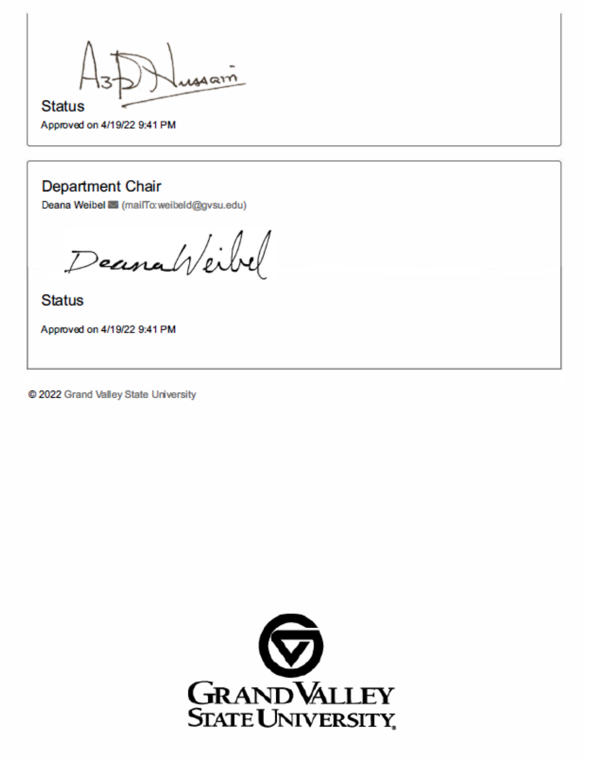**Status**

Approved on 4/19/22 9:41 PM

**Department Chair**

Deana Weibel (mailTo:weibeld@gvsu.edu)

**Status**

Approved on 4/19/22 9:41 PM

© 2022 Grand Valley State University

GRAND VALLEY STATE UNIVERSITY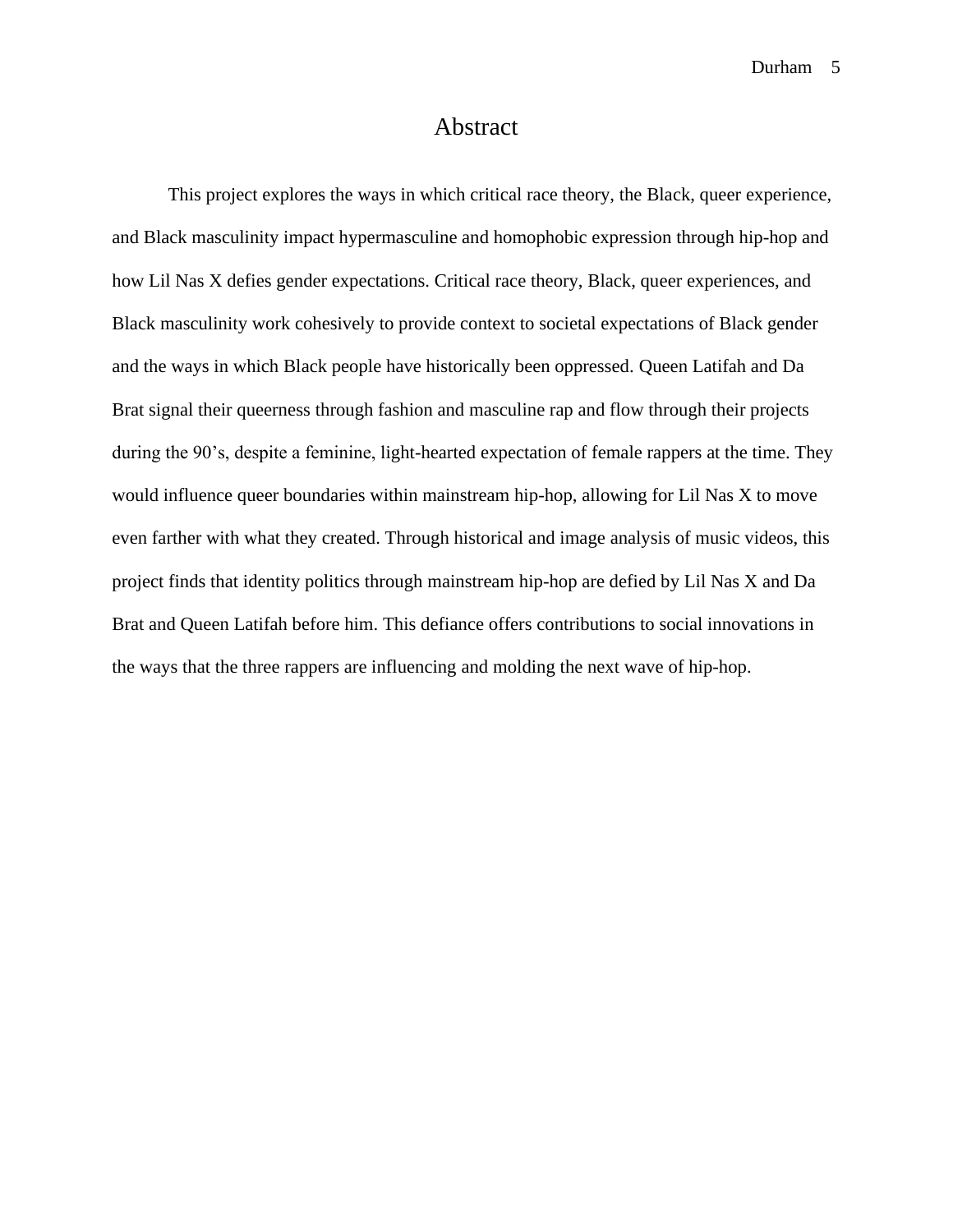# Abstract

This project explores the ways in which critical race theory, the Black, queer experience, and Black masculinity impact hypermasculine and homophobic expression through hip-hop and how Lil Nas X defies gender expectations. Critical race theory, Black, queer experiences, and Black masculinity work cohesively to provide context to societal expectations of Black gender and the ways in which Black people have historically been oppressed. Queen Latifah and Da Brat signal their queerness through fashion and masculine rap and flow through their projects during the 90's, despite a feminine, light-hearted expectation of female rappers at the time. They would influence queer boundaries within mainstream hip-hop, allowing for Lil Nas X to move even farther with what they created. Through historical and image analysis of music videos, this project finds that identity politics through mainstream hip-hop are defied by Lil Nas X and Da Brat and Queen Latifah before him. This defiance offers contributions to social innovations in the ways that the three rappers are influencing and molding the next wave of hip-hop.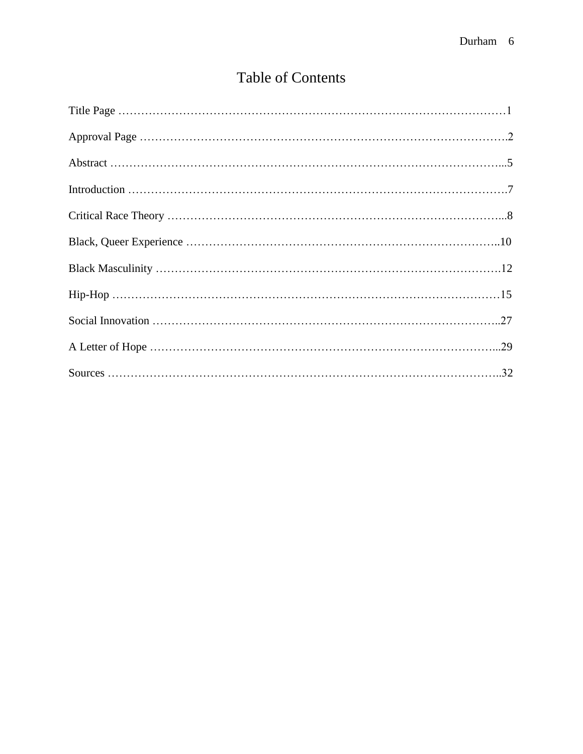# Table of Contents

Title Page …………………………………………………………………………………………1

Approval Page ……………………………………………………………………………………2

Abstract ……………………………………………………………………………………………5

Introduction ………………………………………………………………………………………7

Critical Race Theory ………………………………………………………………………………8

Black, Queer Experience …………………………………………………………………………10

Black Masculinity …………………………………………………………………………………12

Hip-Hop ……………………………………………………………………………………………15

Social Innovation …………………………………………………………………………………27

A Letter of Hope …………………………………………………………………………………29

Sources ……………………………………………………………………………………………32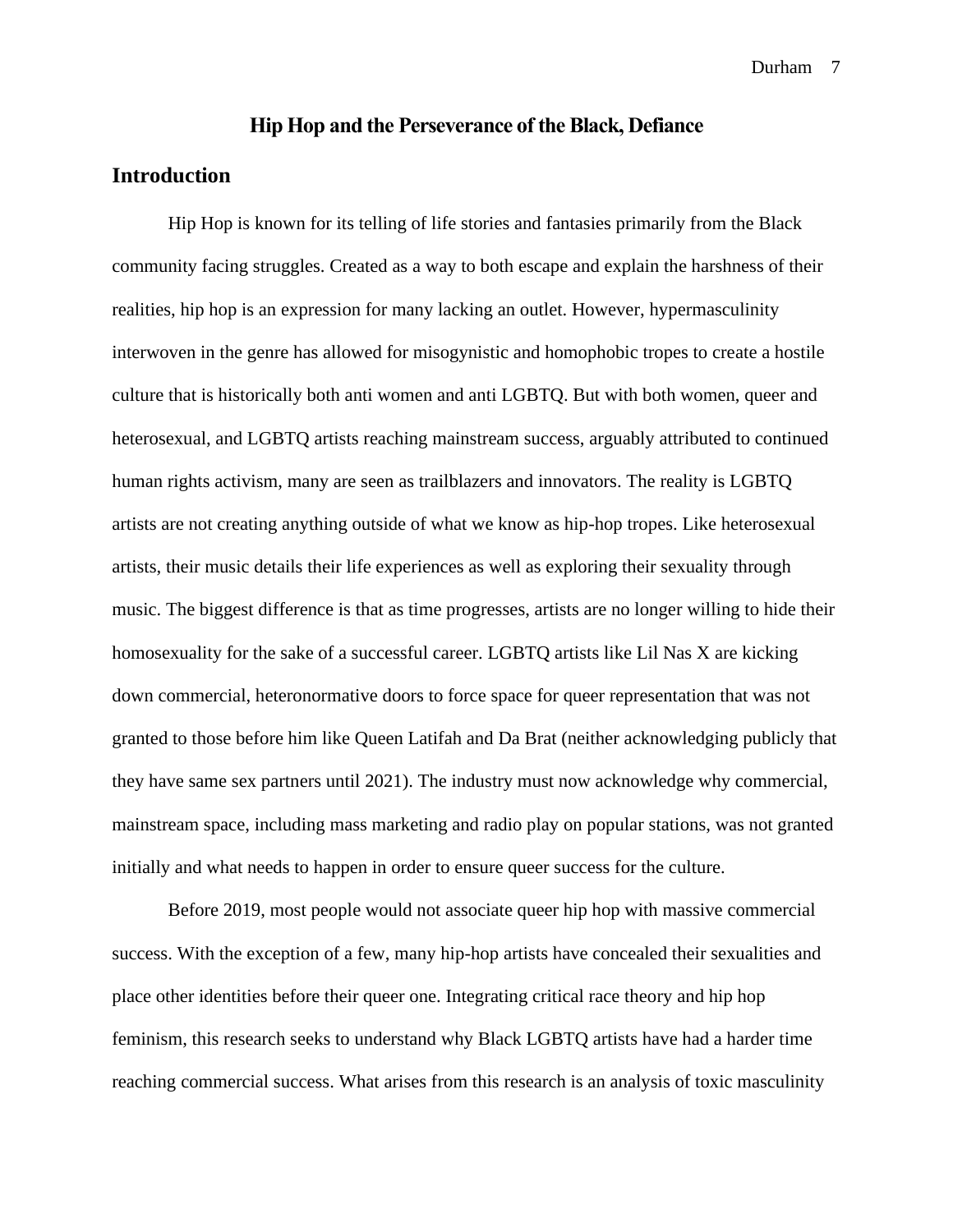# Hip Hop and the Perseverance of the Black, Defiance

## Introduction

Hip Hop is known for its telling of life stories and fantasies primarily from the Black community facing struggles. Created as a way to both escape and explain the harshness of their realities, hip hop is an expression for many lacking an outlet. However, hypermasculinity interwoven in the genre has allowed for misogynistic and homophobic tropes to create a hostile culture that is historically both anti women and anti LGBTQ. But with both women, queer and heterosexual, and LGBTQ artists reaching mainstream success, arguably attributed to continued human rights activism, many are seen as trailblazers and innovators. The reality is LGBTQ artists are not creating anything outside of what we know as hip-hop tropes. Like heterosexual artists, their music details their life experiences as well as exploring their sexuality through music. The biggest difference is that as time progresses, artists are no longer willing to hide their homosexuality for the sake of a successful career. LGBTQ artists like Lil Nas X are kicking down commercial, heteronormative doors to force space for queer representation that was not granted to those before him like Queen Latifah and Da Brat (neither acknowledging publicly that they have same sex partners until 2021). The industry must now acknowledge why commercial, mainstream space, including mass marketing and radio play on popular stations, was not granted initially and what needs to happen in order to ensure queer success for the culture.

Before 2019, most people would not associate queer hip hop with massive commercial success. With the exception of a few, many hip-hop artists have concealed their sexualities and place other identities before their queer one. Integrating critical race theory and hip hop feminism, this research seeks to understand why Black LGBTQ artists have had a harder time reaching commercial success. What arises from this research is an analysis of toxic masculinity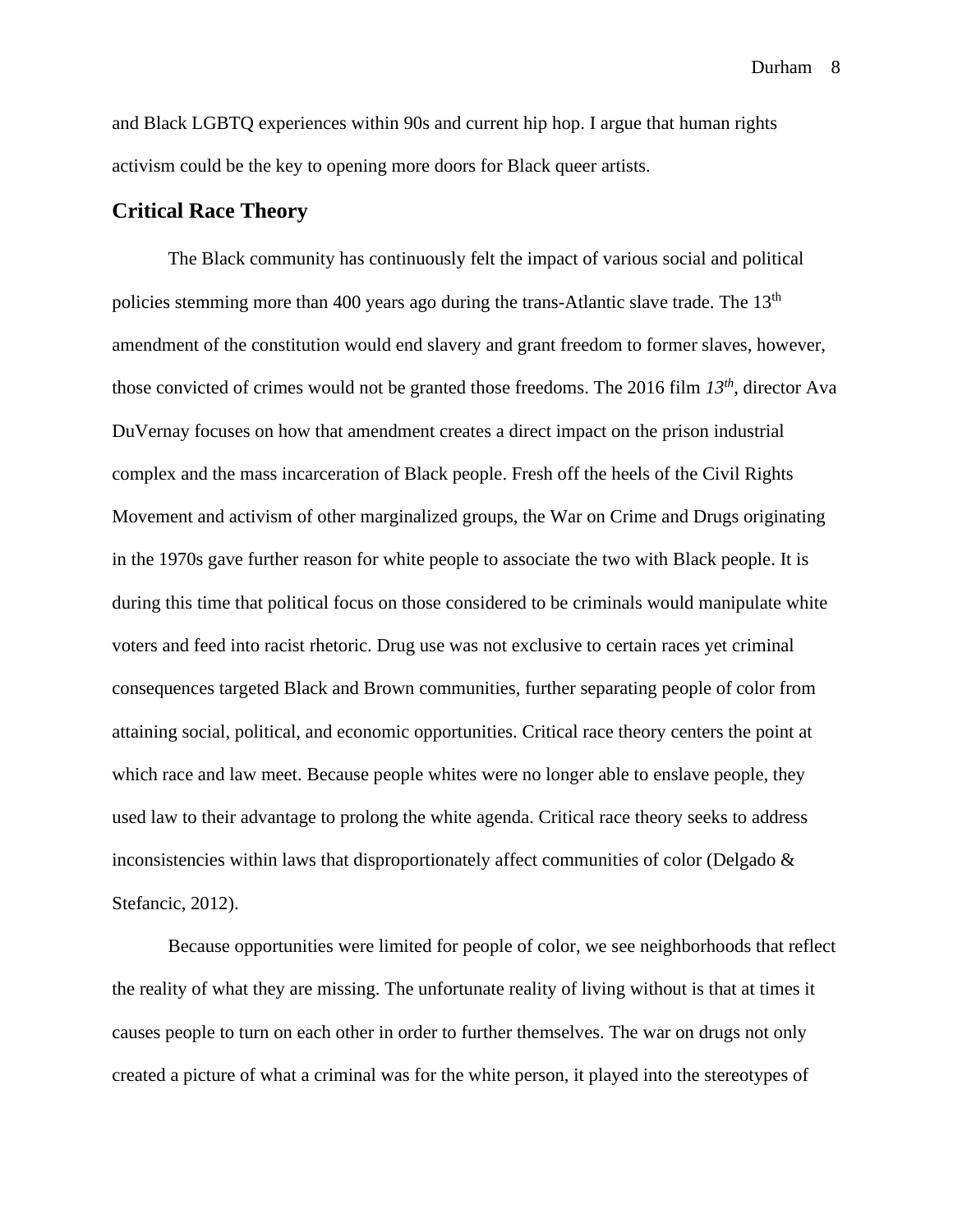and Black LGBTQ experiences within 90s and current hip hop. I argue that human rights activism could be the key to opening more doors for Black queer artists.

## Critical Race Theory

The Black community has continuously felt the impact of various social and political policies stemming more than 400 years ago during the trans-Atlantic slave trade. The 13th amendment of the constitution would end slavery and grant freedom to former slaves, however, those convicted of crimes would not be granted those freedoms. The 2016 film *13th*, director Ava DuVernay focuses on how that amendment creates a direct impact on the prison industrial complex and the mass incarceration of Black people. Fresh off the heels of the Civil Rights Movement and activism of other marginalized groups, the War on Crime and Drugs originating in the 1970s gave further reason for white people to associate the two with Black people. It is during this time that political focus on those considered to be criminals would manipulate white voters and feed into racist rhetoric. Drug use was not exclusive to certain races yet criminal consequences targeted Black and Brown communities, further separating people of color from attaining social, political, and economic opportunities. Critical race theory centers the point at which race and law meet. Because people whites were no longer able to enslave people, they used law to their advantage to prolong the white agenda. Critical race theory seeks to address inconsistencies within laws that disproportionately affect communities of color (Delgado & Stefancic, 2012).

Because opportunities were limited for people of color, we see neighborhoods that reflect the reality of what they are missing. The unfortunate reality of living without is that at times it causes people to turn on each other in order to further themselves. The war on drugs not only created a picture of what a criminal was for the white person, it played into the stereotypes of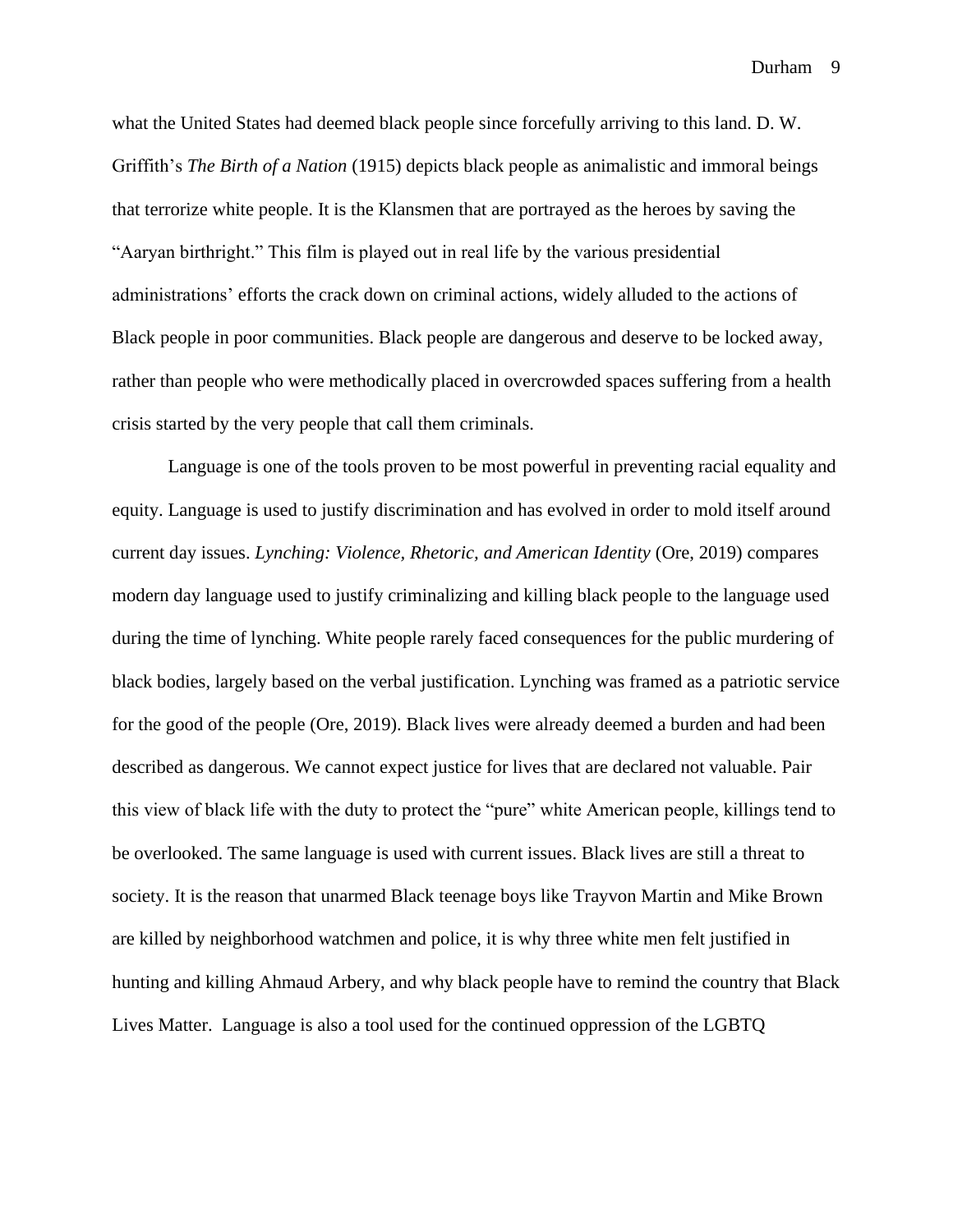what the United States had deemed black people since forcefully arriving to this land. D. W. Griffith's *The Birth of a Nation* (1915) depicts black people as animalistic and immoral beings that terrorize white people. It is the Klansmen that are portrayed as the heroes by saving the "Aaryan birthright." This film is played out in real life by the various presidential administrations' efforts the crack down on criminal actions, widely alluded to the actions of Black people in poor communities. Black people are dangerous and deserve to be locked away, rather than people who were methodically placed in overcrowded spaces suffering from a health crisis started by the very people that call them criminals.

Language is one of the tools proven to be most powerful in preventing racial equality and equity. Language is used to justify discrimination and has evolved in order to mold itself around current day issues. *Lynching: Violence, Rhetoric, and American Identity* (Ore, 2019) compares modern day language used to justify criminalizing and killing black people to the language used during the time of lynching. White people rarely faced consequences for the public murdering of black bodies, largely based on the verbal justification. Lynching was framed as a patriotic service for the good of the people (Ore, 2019). Black lives were already deemed a burden and had been described as dangerous. We cannot expect justice for lives that are declared not valuable. Pair this view of black life with the duty to protect the "pure" white American people, killings tend to be overlooked. The same language is used with current issues. Black lives are still a threat to society. It is the reason that unarmed Black teenage boys like Trayvon Martin and Mike Brown are killed by neighborhood watchmen and police, it is why three white men felt justified in hunting and killing Ahmaud Arbery, and why black people have to remind the country that Black Lives Matter. Language is also a tool used for the continued oppression of the LGBTQ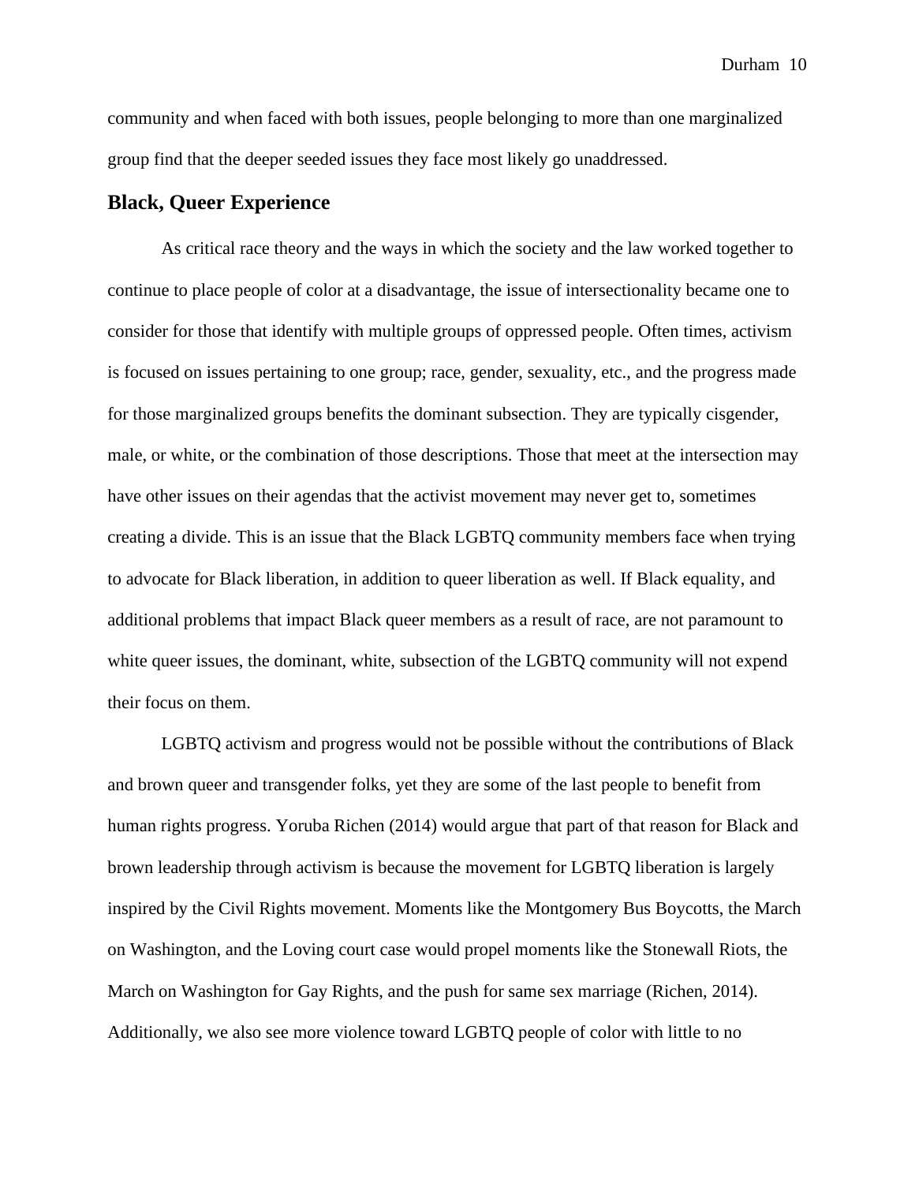community and when faced with both issues, people belonging to more than one marginalized group find that the deeper seeded issues they face most likely go unaddressed.

## Black, Queer Experience

As critical race theory and the ways in which the society and the law worked together to continue to place people of color at a disadvantage, the issue of intersectionality became one to consider for those that identify with multiple groups of oppressed people. Often times, activism is focused on issues pertaining to one group; race, gender, sexuality, etc., and the progress made for those marginalized groups benefits the dominant subsection. They are typically cisgender, male, or white, or the combination of those descriptions. Those that meet at the intersection may have other issues on their agendas that the activist movement may never get to, sometimes creating a divide. This is an issue that the Black LGBTQ community members face when trying to advocate for Black liberation, in addition to queer liberation as well. If Black equality, and additional problems that impact Black queer members as a result of race, are not paramount to white queer issues, the dominant, white, subsection of the LGBTQ community will not expend their focus on them.

LGBTQ activism and progress would not be possible without the contributions of Black and brown queer and transgender folks, yet they are some of the last people to benefit from human rights progress. Yoruba Richen (2014) would argue that part of that reason for Black and brown leadership through activism is because the movement for LGBTQ liberation is largely inspired by the Civil Rights movement. Moments like the Montgomery Bus Boycotts, the March on Washington, and the Loving court case would propel moments like the Stonewall Riots, the March on Washington for Gay Rights, and the push for same sex marriage (Richen, 2014). Additionally, we also see more violence toward LGBTQ people of color with little to no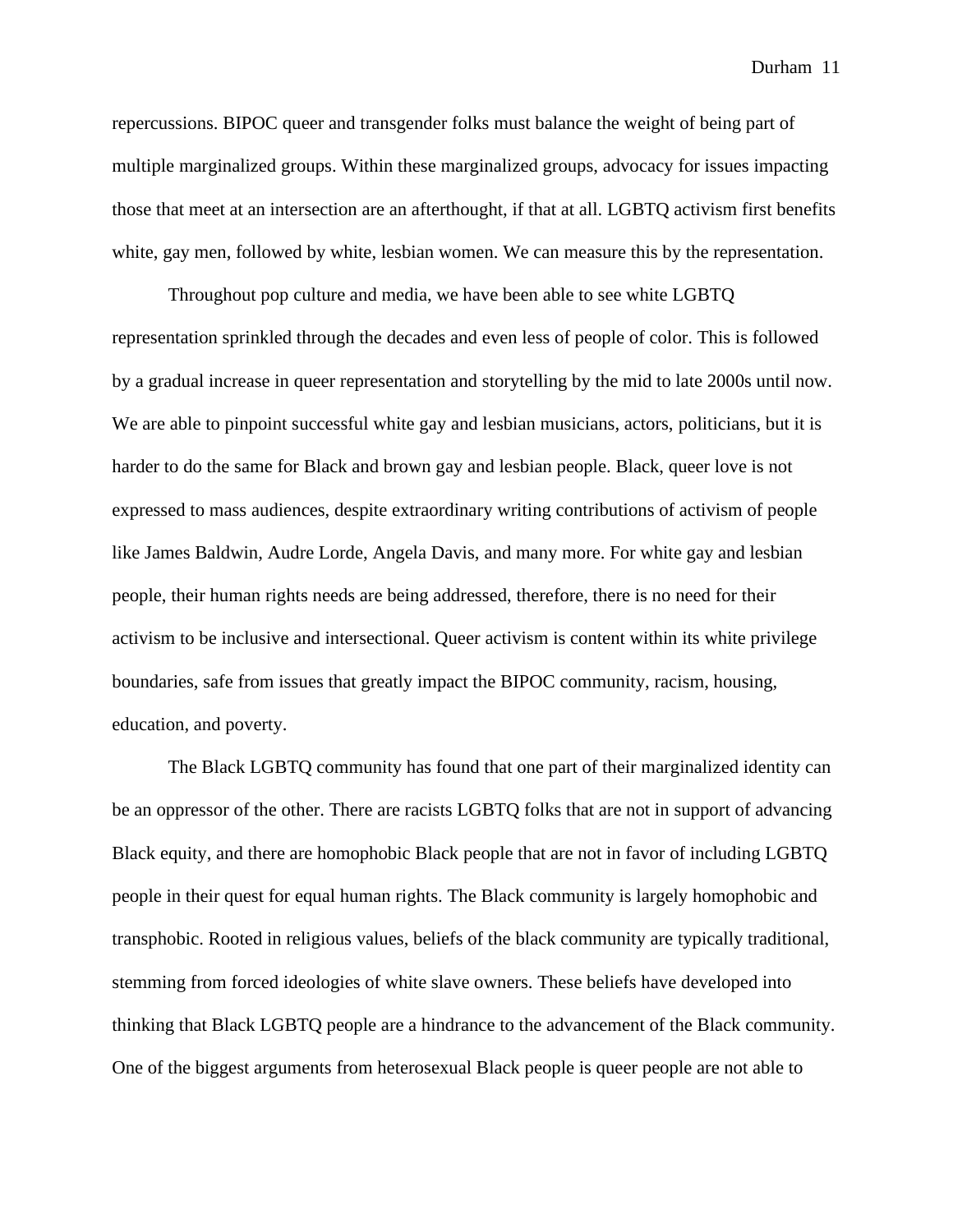repercussions. BIPOC queer and transgender folks must balance the weight of being part of multiple marginalized groups. Within these marginalized groups, advocacy for issues impacting those that meet at an intersection are an afterthought, if that at all. LGBTQ activism first benefits white, gay men, followed by white, lesbian women. We can measure this by the representation.

Throughout pop culture and media, we have been able to see white LGBTQ representation sprinkled through the decades and even less of people of color. This is followed by a gradual increase in queer representation and storytelling by the mid to late 2000s until now. We are able to pinpoint successful white gay and lesbian musicians, actors, politicians, but it is harder to do the same for Black and brown gay and lesbian people. Black, queer love is not expressed to mass audiences, despite extraordinary writing contributions of activism of people like James Baldwin, Audre Lorde, Angela Davis, and many more. For white gay and lesbian people, their human rights needs are being addressed, therefore, there is no need for their activism to be inclusive and intersectional. Queer activism is content within its white privilege boundaries, safe from issues that greatly impact the BIPOC community, racism, housing, education, and poverty.

The Black LGBTQ community has found that one part of their marginalized identity can be an oppressor of the other. There are racists LGBTQ folks that are not in support of advancing Black equity, and there are homophobic Black people that are not in favor of including LGBTQ people in their quest for equal human rights. The Black community is largely homophobic and transphobic. Rooted in religious values, beliefs of the black community are typically traditional, stemming from forced ideologies of white slave owners. These beliefs have developed into thinking that Black LGBTQ people are a hindrance to the advancement of the Black community. One of the biggest arguments from heterosexual Black people is queer people are not able to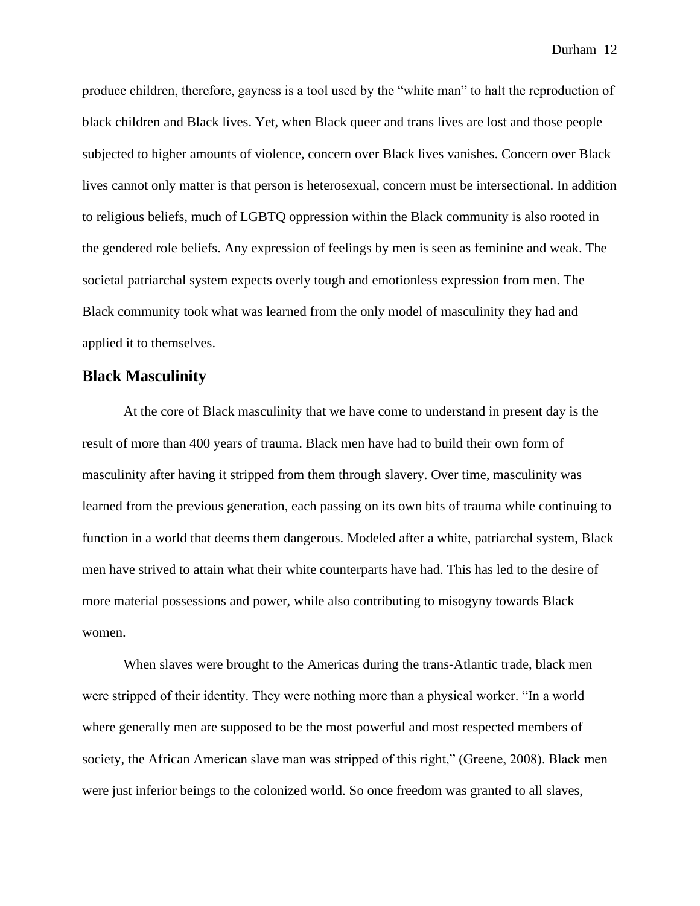produce children, therefore, gayness is a tool used by the "white man" to halt the reproduction of black children and Black lives. Yet, when Black queer and trans lives are lost and those people subjected to higher amounts of violence, concern over Black lives vanishes. Concern over Black lives cannot only matter is that person is heterosexual, concern must be intersectional. In addition to religious beliefs, much of LGBTQ oppression within the Black community is also rooted in the gendered role beliefs. Any expression of feelings by men is seen as feminine and weak. The societal patriarchal system expects overly tough and emotionless expression from men. The Black community took what was learned from the only model of masculinity they had and applied it to themselves.

## Black Masculinity

At the core of Black masculinity that we have come to understand in present day is the result of more than 400 years of trauma. Black men have had to build their own form of masculinity after having it stripped from them through slavery. Over time, masculinity was learned from the previous generation, each passing on its own bits of trauma while continuing to function in a world that deems them dangerous. Modeled after a white, patriarchal system, Black men have strived to attain what their white counterparts have had. This has led to the desire of more material possessions and power, while also contributing to misogyny towards Black women.

When slaves were brought to the Americas during the trans-Atlantic trade, black men were stripped of their identity. They were nothing more than a physical worker. "In a world where generally men are supposed to be the most powerful and most respected members of society, the African American slave man was stripped of this right," (Greene, 2008). Black men were just inferior beings to the colonized world. So once freedom was granted to all slaves,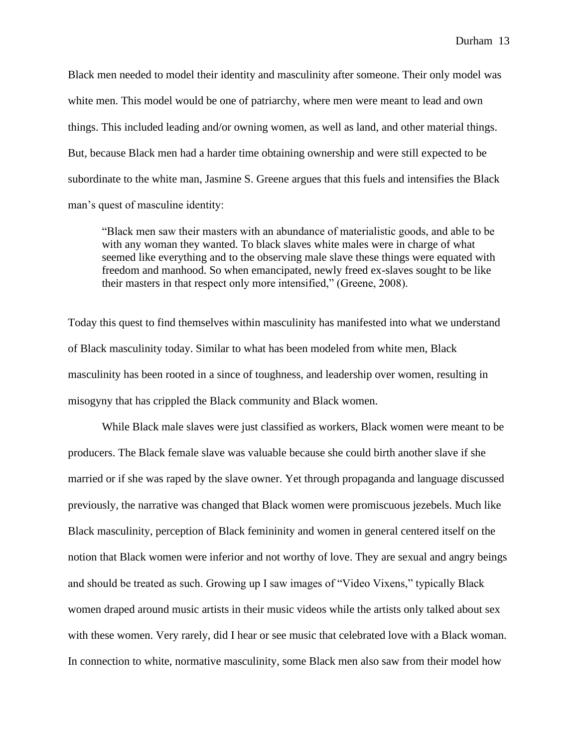Black men needed to model their identity and masculinity after someone. Their only model was white men. This model would be one of patriarchy, where men were meant to lead and own things. This included leading and/or owning women, as well as land, and other material things. But, because Black men had a harder time obtaining ownership and were still expected to be subordinate to the white man, Jasmine S. Greene argues that this fuels and intensifies the Black man's quest of masculine identity:

> "Black men saw their masters with an abundance of materialistic goods, and able to be with any woman they wanted. To black slaves white males were in charge of what seemed like everything and to the observing male slave these things were equated with freedom and manhood. So when emancipated, newly freed ex-slaves sought to be like their masters in that respect only more intensified," (Greene, 2008).

Today this quest to find themselves within masculinity has manifested into what we understand of Black masculinity today. Similar to what has been modeled from white men, Black masculinity has been rooted in a since of toughness, and leadership over women, resulting in misogyny that has crippled the Black community and Black women.

While Black male slaves were just classified as workers, Black women were meant to be producers. The Black female slave was valuable because she could birth another slave if she married or if she was raped by the slave owner. Yet through propaganda and language discussed previously, the narrative was changed that Black women were promiscuous jezebels. Much like Black masculinity, perception of Black femininity and women in general centered itself on the notion that Black women were inferior and not worthy of love. They are sexual and angry beings and should be treated as such. Growing up I saw images of "Video Vixens," typically Black women draped around music artists in their music videos while the artists only talked about sex with these women. Very rarely, did I hear or see music that celebrated love with a Black woman. In connection to white, normative masculinity, some Black men also saw from their model how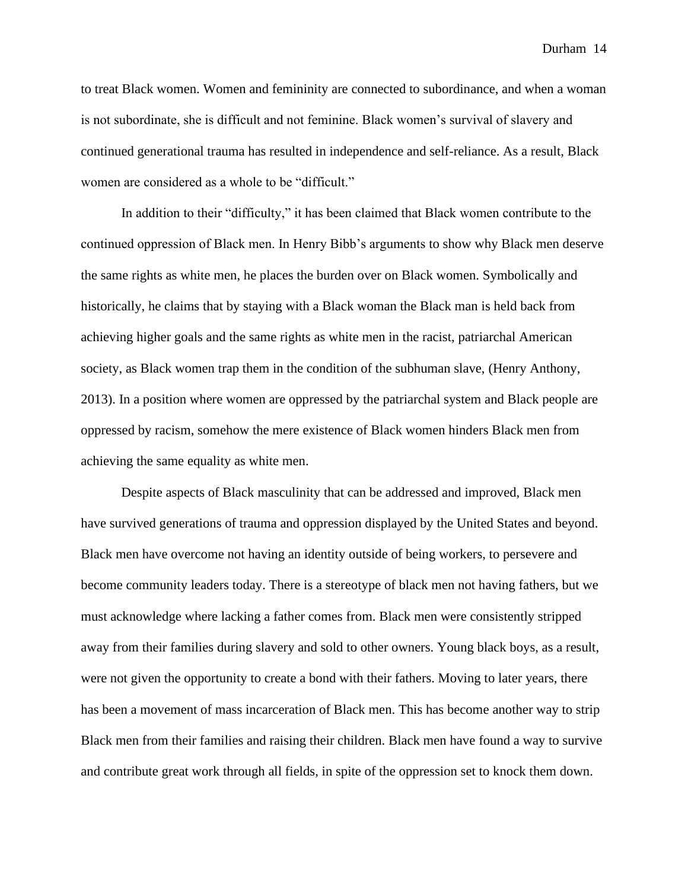to treat Black women. Women and femininity are connected to subordinance, and when a woman is not subordinate, she is difficult and not feminine. Black women's survival of slavery and continued generational trauma has resulted in independence and self-reliance. As a result, Black women are considered as a whole to be "difficult."

In addition to their "difficulty," it has been claimed that Black women contribute to the continued oppression of Black men. In Henry Bibb's arguments to show why Black men deserve the same rights as white men, he places the burden over on Black women. Symbolically and historically, he claims that by staying with a Black woman the Black man is held back from achieving higher goals and the same rights as white men in the racist, patriarchal American society, as Black women trap them in the condition of the subhuman slave, (Henry Anthony, 2013). In a position where women are oppressed by the patriarchal system and Black people are oppressed by racism, somehow the mere existence of Black women hinders Black men from achieving the same equality as white men.

Despite aspects of Black masculinity that can be addressed and improved, Black men have survived generations of trauma and oppression displayed by the United States and beyond. Black men have overcome not having an identity outside of being workers, to persevere and become community leaders today. There is a stereotype of black men not having fathers, but we must acknowledge where lacking a father comes from. Black men were consistently stripped away from their families during slavery and sold to other owners. Young black boys, as a result, were not given the opportunity to create a bond with their fathers. Moving to later years, there has been a movement of mass incarceration of Black men. This has become another way to strip Black men from their families and raising their children. Black men have found a way to survive and contribute great work through all fields, in spite of the oppression set to knock them down.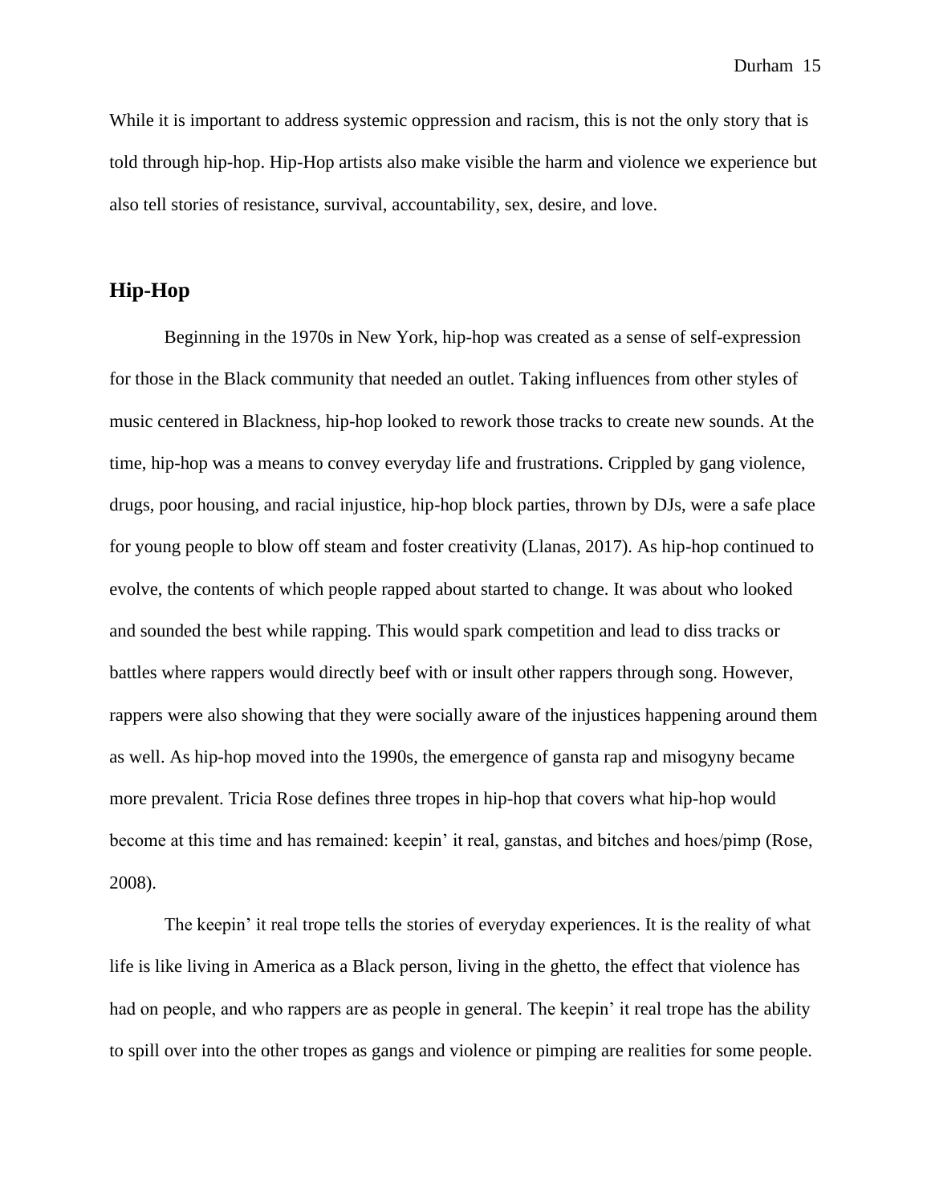While it is important to address systemic oppression and racism, this is not the only story that is told through hip-hop. Hip-Hop artists also make visible the harm and violence we experience but also tell stories of resistance, survival, accountability, sex, desire, and love.

## Hip-Hop

Beginning in the 1970s in New York, hip-hop was created as a sense of self-expression for those in the Black community that needed an outlet. Taking influences from other styles of music centered in Blackness, hip-hop looked to rework those tracks to create new sounds. At the time, hip-hop was a means to convey everyday life and frustrations. Crippled by gang violence, drugs, poor housing, and racial injustice, hip-hop block parties, thrown by DJs, were a safe place for young people to blow off steam and foster creativity (Llanas, 2017). As hip-hop continued to evolve, the contents of which people rapped about started to change. It was about who looked and sounded the best while rapping. This would spark competition and lead to diss tracks or battles where rappers would directly beef with or insult other rappers through song. However, rappers were also showing that they were socially aware of the injustices happening around them as well. As hip-hop moved into the 1990s, the emergence of gansta rap and misogyny became more prevalent. Tricia Rose defines three tropes in hip-hop that covers what hip-hop would become at this time and has remained: keepin' it real, ganstas, and bitches and hoes/pimp (Rose, 2008).

The keepin' it real trope tells the stories of everyday experiences. It is the reality of what life is like living in America as a Black person, living in the ghetto, the effect that violence has had on people, and who rappers are as people in general. The keepin' it real trope has the ability to spill over into the other tropes as gangs and violence or pimping are realities for some people.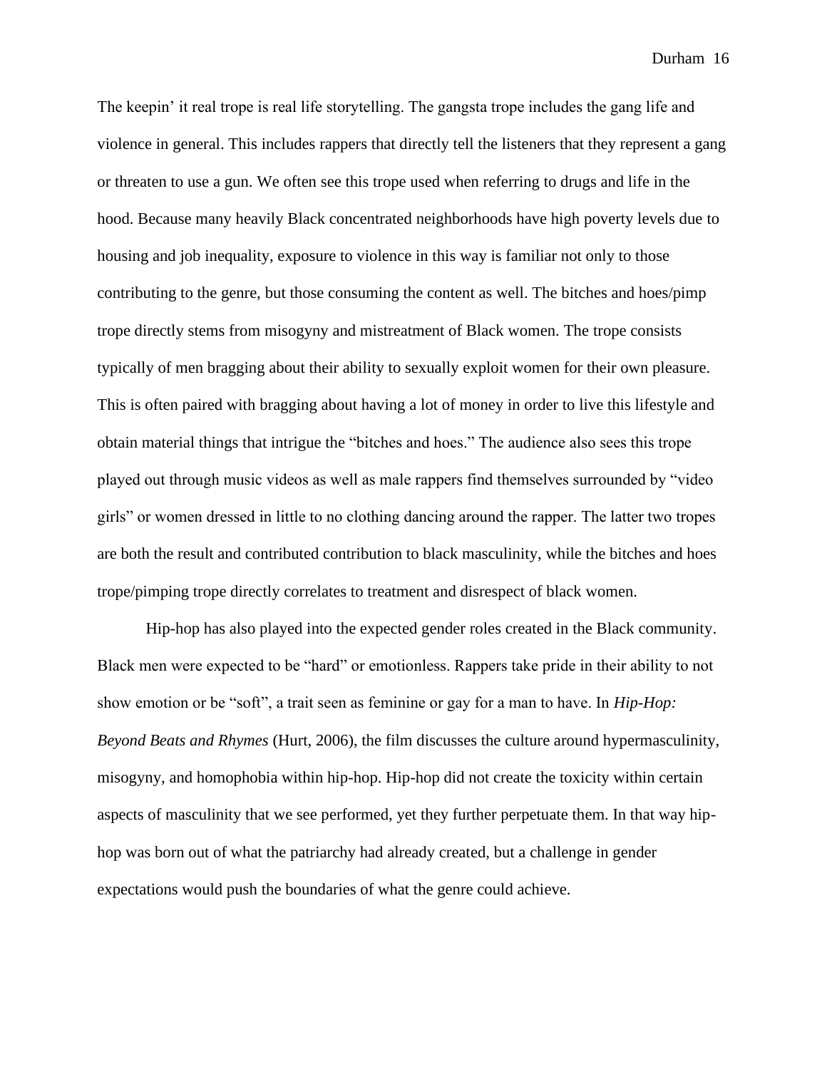The keepin' it real trope is real life storytelling. The gangsta trope includes the gang life and violence in general. This includes rappers that directly tell the listeners that they represent a gang or threaten to use a gun. We often see this trope used when referring to drugs and life in the hood. Because many heavily Black concentrated neighborhoods have high poverty levels due to housing and job inequality, exposure to violence in this way is familiar not only to those contributing to the genre, but those consuming the content as well. The bitches and hoes/pimp trope directly stems from misogyny and mistreatment of Black women. The trope consists typically of men bragging about their ability to sexually exploit women for their own pleasure. This is often paired with bragging about having a lot of money in order to live this lifestyle and obtain material things that intrigue the "bitches and hoes." The audience also sees this trope played out through music videos as well as male rappers find themselves surrounded by "video girls" or women dressed in little to no clothing dancing around the rapper. The latter two tropes are both the result and contributed contribution to black masculinity, while the bitches and hoes trope/pimping trope directly correlates to treatment and disrespect of black women.

Hip-hop has also played into the expected gender roles created in the Black community. Black men were expected to be "hard" or emotionless. Rappers take pride in their ability to not show emotion or be "soft", a trait seen as feminine or gay for a man to have. In *Hip-Hop: Beyond Beats and Rhymes* (Hurt, 2006), the film discusses the culture around hypermasculinity, misogyny, and homophobia within hip-hop. Hip-hop did not create the toxicity within certain aspects of masculinity that we see performed, yet they further perpetuate them. In that way hip-hop was born out of what the patriarchy had already created, but a challenge in gender expectations would push the boundaries of what the genre could achieve.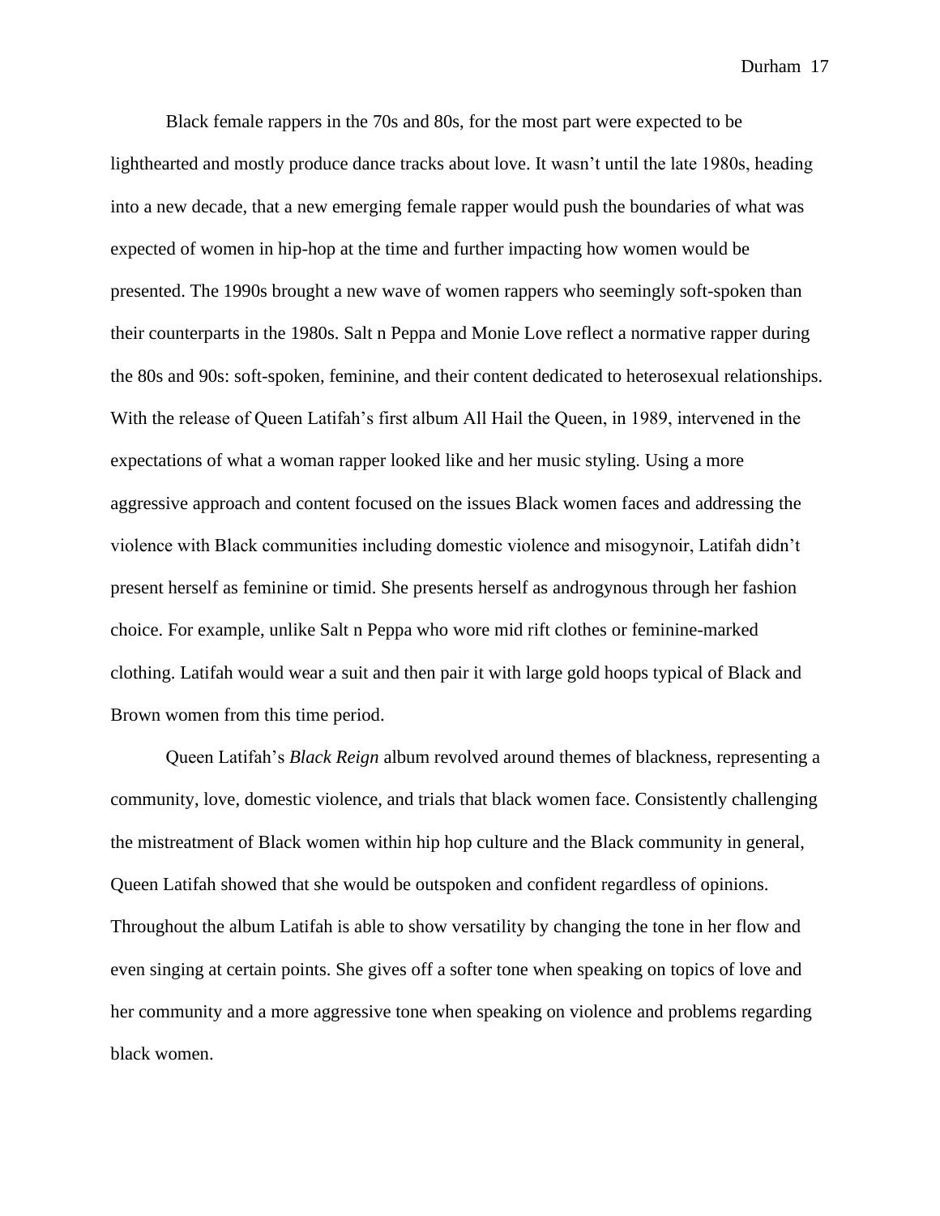Black female rappers in the 70s and 80s, for the most part were expected to be lighthearted and mostly produce dance tracks about love. It wasn't until the late 1980s, heading into a new decade, that a new emerging female rapper would push the boundaries of what was expected of women in hip-hop at the time and further impacting how women would be presented. The 1990s brought a new wave of women rappers who seemingly soft-spoken than their counterparts in the 1980s. Salt n Peppa and Monie Love reflect a normative rapper during the 80s and 90s: soft-spoken, feminine, and their content dedicated to heterosexual relationships. With the release of Queen Latifah's first album All Hail the Queen, in 1989, intervened in the expectations of what a woman rapper looked like and her music styling. Using a more aggressive approach and content focused on the issues Black women faces and addressing the violence with Black communities including domestic violence and misogynoir, Latifah didn't present herself as feminine or timid. She presents herself as androgynous through her fashion choice. For example, unlike Salt n Peppa who wore mid rift clothes or feminine-marked clothing. Latifah would wear a suit and then pair it with large gold hoops typical of Black and Brown women from this time period.

Queen Latifah's *Black Reign* album revolved around themes of blackness, representing a community, love, domestic violence, and trials that black women face. Consistently challenging the mistreatment of Black women within hip hop culture and the Black community in general, Queen Latifah showed that she would be outspoken and confident regardless of opinions. Throughout the album Latifah is able to show versatility by changing the tone in her flow and even singing at certain points. She gives off a softer tone when speaking on topics of love and her community and a more aggressive tone when speaking on violence and problems regarding black women.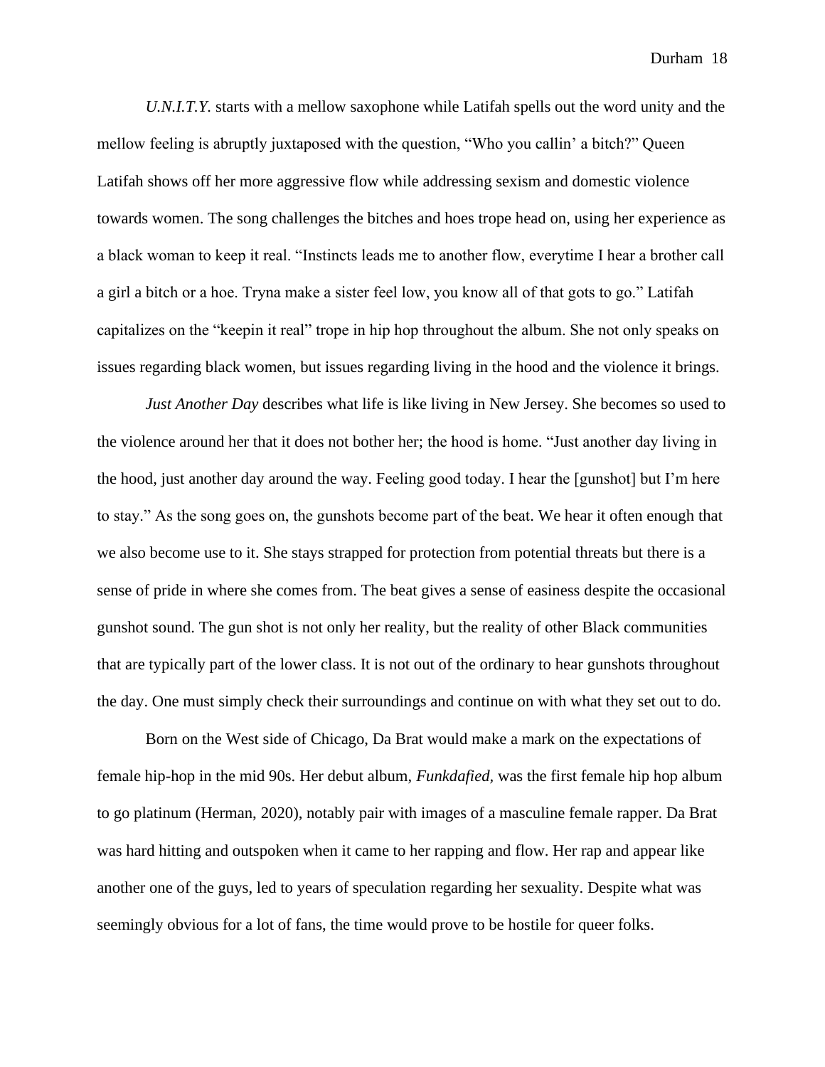*U.N.I.T.Y.* starts with a mellow saxophone while Latifah spells out the word unity and the mellow feeling is abruptly juxtaposed with the question, "Who you callin' a bitch?" Queen Latifah shows off her more aggressive flow while addressing sexism and domestic violence towards women. The song challenges the bitches and hoes trope head on, using her experience as a black woman to keep it real. "Instincts leads me to another flow, everytime I hear a brother call a girl a bitch or a hoe. Tryna make a sister feel low, you know all of that gots to go." Latifah capitalizes on the "keepin it real" trope in hip hop throughout the album. She not only speaks on issues regarding black women, but issues regarding living in the hood and the violence it brings.

*Just Another Day* describes what life is like living in New Jersey. She becomes so used to the violence around her that it does not bother her; the hood is home. "Just another day living in the hood, just another day around the way. Feeling good today. I hear the [gunshot] but I'm here to stay." As the song goes on, the gunshots become part of the beat. We hear it often enough that we also become use to it. She stays strapped for protection from potential threats but there is a sense of pride in where she comes from. The beat gives a sense of easiness despite the occasional gunshot sound. The gun shot is not only her reality, but the reality of other Black communities that are typically part of the lower class. It is not out of the ordinary to hear gunshots throughout the day. One must simply check their surroundings and continue on with what they set out to do.

Born on the West side of Chicago, Da Brat would make a mark on the expectations of female hip-hop in the mid 90s. Her debut album, *Funkdafied,* was the first female hip hop album to go platinum (Herman, 2020), notably pair with images of a masculine female rapper. Da Brat was hard hitting and outspoken when it came to her rapping and flow. Her rap and appear like another one of the guys, led to years of speculation regarding her sexuality. Despite what was seemingly obvious for a lot of fans, the time would prove to be hostile for queer folks.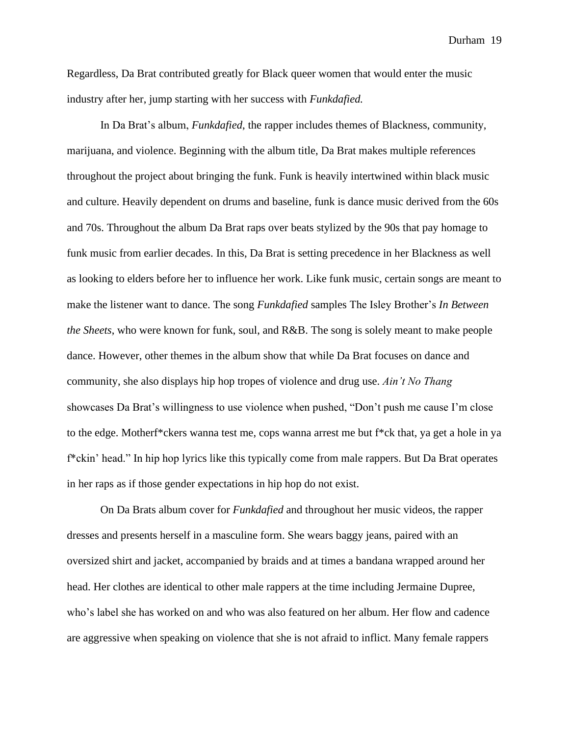Regardless, Da Brat contributed greatly for Black queer women that would enter the music industry after her, jump starting with her success with *Funkdafied.*

In Da Brat's album, *Funkdafied*, the rapper includes themes of Blackness, community, marijuana, and violence. Beginning with the album title, Da Brat makes multiple references throughout the project about bringing the funk. Funk is heavily intertwined within black music and culture. Heavily dependent on drums and baseline, funk is dance music derived from the 60s and 70s. Throughout the album Da Brat raps over beats stylized by the 90s that pay homage to funk music from earlier decades. In this, Da Brat is setting precedence in her Blackness as well as looking to elders before her to influence her work. Like funk music, certain songs are meant to make the listener want to dance. The song *Funkdafied* samples The Isley Brother's *In Between the Sheets*, who were known for funk, soul, and R&B. The song is solely meant to make people dance. However, other themes in the album show that while Da Brat focuses on dance and community, she also displays hip hop tropes of violence and drug use. *Ain't No Thang* showcases Da Brat's willingness to use violence when pushed, "Don't push me cause I'm close to the edge. Motherf*ckers wanna test me, cops wanna arrest me but f*ck that, ya get a hole in ya f*ckin' head." In hip hop lyrics like this typically come from male rappers. But Da Brat operates in her raps as if those gender expectations in hip hop do not exist.

On Da Brats album cover for *Funkdafied* and throughout her music videos, the rapper dresses and presents herself in a masculine form. She wears baggy jeans, paired with an oversized shirt and jacket, accompanied by braids and at times a bandana wrapped around her head. Her clothes are identical to other male rappers at the time including Jermaine Dupree, who's label she has worked on and who was also featured on her album. Her flow and cadence are aggressive when speaking on violence that she is not afraid to inflict. Many female rappers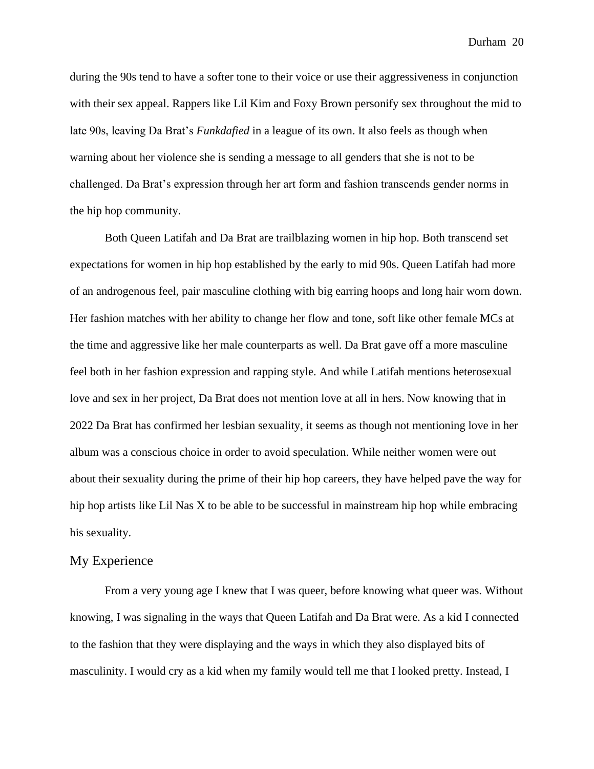during the 90s tend to have a softer tone to their voice or use their aggressiveness in conjunction with their sex appeal. Rappers like Lil Kim and Foxy Brown personify sex throughout the mid to late 90s, leaving Da Brat's *Funkdafied* in a league of its own. It also feels as though when warning about her violence she is sending a message to all genders that she is not to be challenged. Da Brat's expression through her art form and fashion transcends gender norms in the hip hop community.

Both Queen Latifah and Da Brat are trailblazing women in hip hop. Both transcend set expectations for women in hip hop established by the early to mid 90s. Queen Latifah had more of an androgenous feel, pair masculine clothing with big earring hoops and long hair worn down. Her fashion matches with her ability to change her flow and tone, soft like other female MCs at the time and aggressive like her male counterparts as well. Da Brat gave off a more masculine feel both in her fashion expression and rapping style. And while Latifah mentions heterosexual love and sex in her project, Da Brat does not mention love at all in hers. Now knowing that in 2022 Da Brat has confirmed her lesbian sexuality, it seems as though not mentioning love in her album was a conscious choice in order to avoid speculation. While neither women were out about their sexuality during the prime of their hip hop careers, they have helped pave the way for hip hop artists like Lil Nas X to be able to be successful in mainstream hip hop while embracing his sexuality.

## My Experience

From a very young age I knew that I was queer, before knowing what queer was. Without knowing, I was signaling in the ways that Queen Latifah and Da Brat were. As a kid I connected to the fashion that they were displaying and the ways in which they also displayed bits of masculinity. I would cry as a kid when my family would tell me that I looked pretty. Instead, I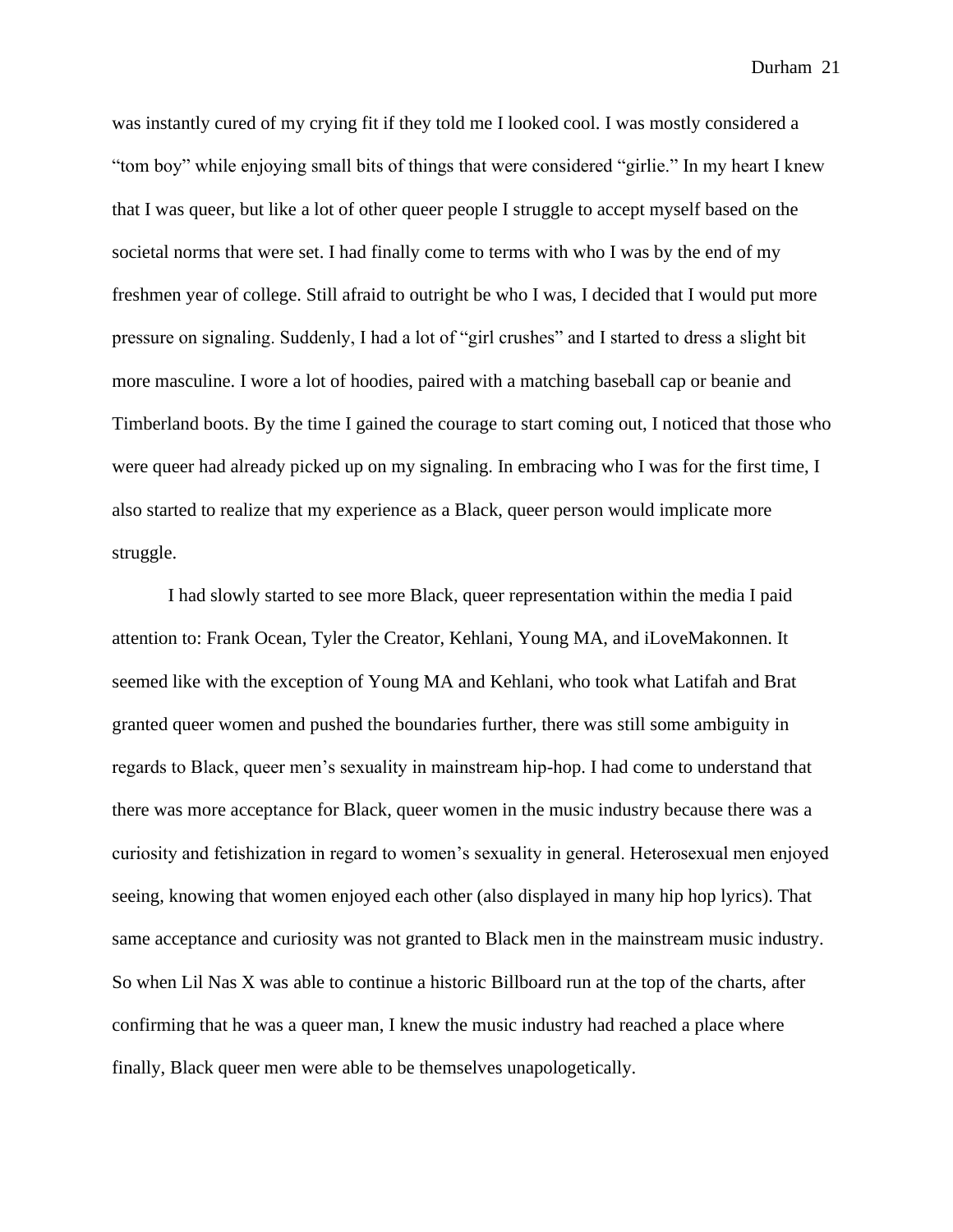was instantly cured of my crying fit if they told me I looked cool. I was mostly considered a "tom boy" while enjoying small bits of things that were considered "girlie." In my heart I knew that I was queer, but like a lot of other queer people I struggle to accept myself based on the societal norms that were set. I had finally come to terms with who I was by the end of my freshmen year of college. Still afraid to outright be who I was, I decided that I would put more pressure on signaling. Suddenly, I had a lot of "girl crushes" and I started to dress a slight bit more masculine. I wore a lot of hoodies, paired with a matching baseball cap or beanie and Timberland boots. By the time I gained the courage to start coming out, I noticed that those who were queer had already picked up on my signaling. In embracing who I was for the first time, I also started to realize that my experience as a Black, queer person would implicate more struggle.

I had slowly started to see more Black, queer representation within the media I paid attention to: Frank Ocean, Tyler the Creator, Kehlani, Young MA, and iLoveMakonnen. It seemed like with the exception of Young MA and Kehlani, who took what Latifah and Brat granted queer women and pushed the boundaries further, there was still some ambiguity in regards to Black, queer men's sexuality in mainstream hip-hop. I had come to understand that there was more acceptance for Black, queer women in the music industry because there was a curiosity and fetishization in regard to women's sexuality in general. Heterosexual men enjoyed seeing, knowing that women enjoyed each other (also displayed in many hip hop lyrics). That same acceptance and curiosity was not granted to Black men in the mainstream music industry. So when Lil Nas X was able to continue a historic Billboard run at the top of the charts, after confirming that he was a queer man, I knew the music industry had reached a place where finally, Black queer men were able to be themselves unapologetically.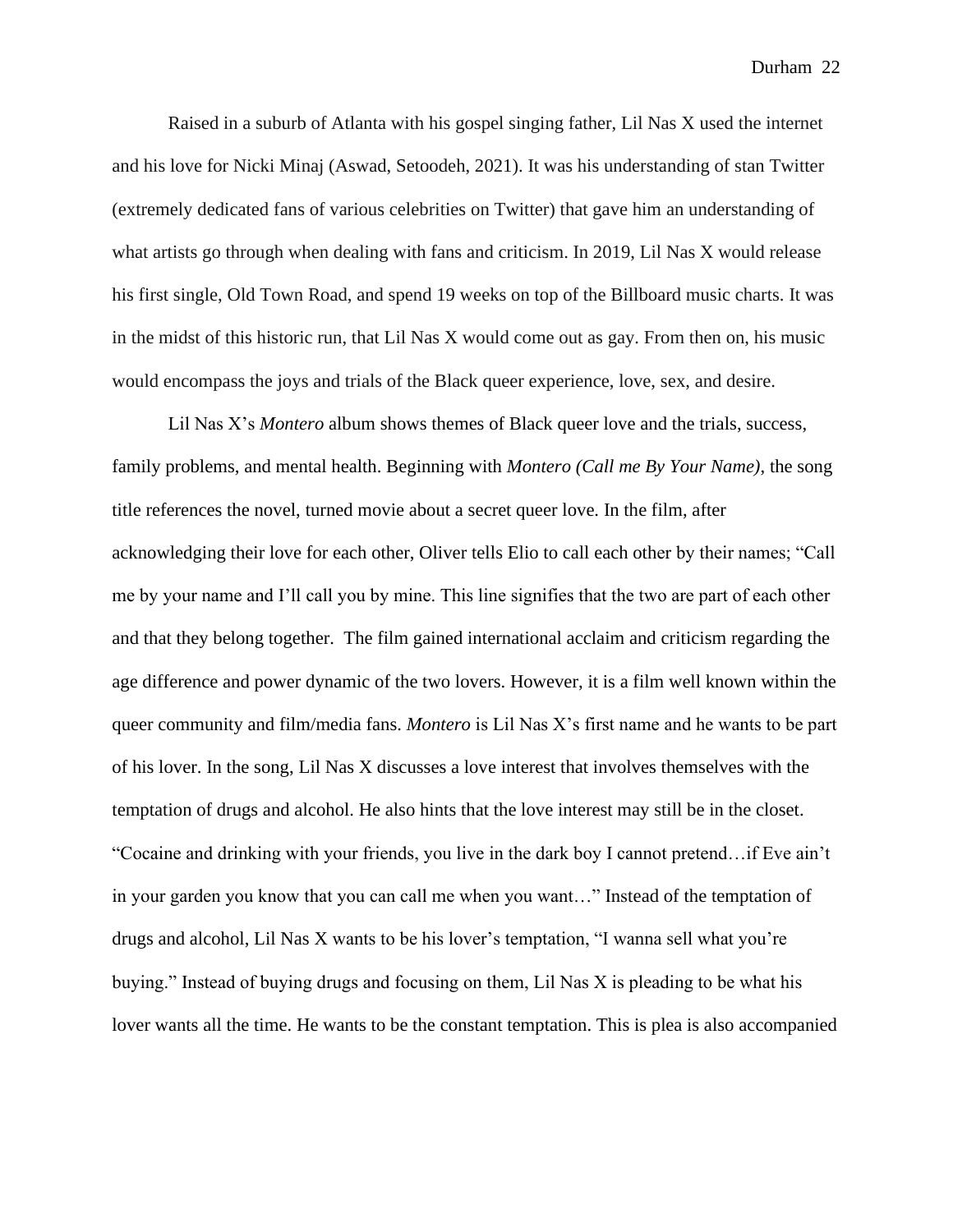Raised in a suburb of Atlanta with his gospel singing father, Lil Nas X used the internet and his love for Nicki Minaj (Aswad, Setoodeh, 2021). It was his understanding of stan Twitter (extremely dedicated fans of various celebrities on Twitter) that gave him an understanding of what artists go through when dealing with fans and criticism. In 2019, Lil Nas X would release his first single, Old Town Road, and spend 19 weeks on top of the Billboard music charts. It was in the midst of this historic run, that Lil Nas X would come out as gay. From then on, his music would encompass the joys and trials of the Black queer experience, love, sex, and desire.

Lil Nas X's *Montero* album shows themes of Black queer love and the trials, success, family problems, and mental health. Beginning with *Montero (Call me By Your Name)*, the song title references the novel, turned movie about a secret queer love. In the film, after acknowledging their love for each other, Oliver tells Elio to call each other by their names; "Call me by your name and I'll call you by mine. This line signifies that the two are part of each other and that they belong together. The film gained international acclaim and criticism regarding the age difference and power dynamic of the two lovers. However, it is a film well known within the queer community and film/media fans. *Montero* is Lil Nas X's first name and he wants to be part of his lover. In the song, Lil Nas X discusses a love interest that involves themselves with the temptation of drugs and alcohol. He also hints that the love interest may still be in the closet. "Cocaine and drinking with your friends, you live in the dark boy I cannot pretend…if Eve ain't in your garden you know that you can call me when you want…" Instead of the temptation of drugs and alcohol, Lil Nas X wants to be his lover's temptation, "I wanna sell what you're buying." Instead of buying drugs and focusing on them, Lil Nas X is pleading to be what his lover wants all the time. He wants to be the constant temptation. This is plea is also accompanied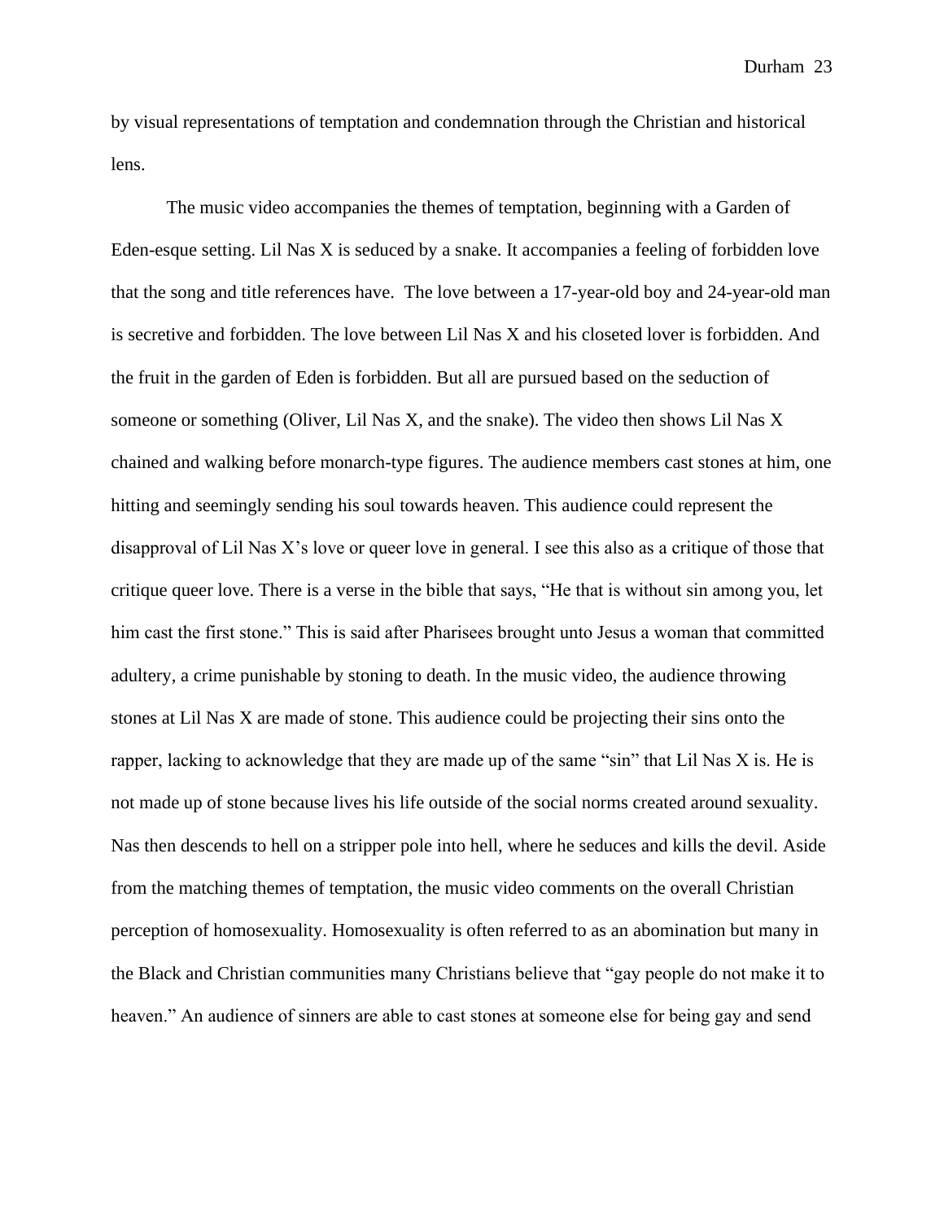by visual representations of temptation and condemnation through the Christian and historical lens.

The music video accompanies the themes of temptation, beginning with a Garden of Eden-esque setting. Lil Nas X is seduced by a snake. It accompanies a feeling of forbidden love that the song and title references have. The love between a 17-year-old boy and 24-year-old man is secretive and forbidden. The love between Lil Nas X and his closeted lover is forbidden. And the fruit in the garden of Eden is forbidden. But all are pursued based on the seduction of someone or something (Oliver, Lil Nas X, and the snake). The video then shows Lil Nas X chained and walking before monarch-type figures. The audience members cast stones at him, one hitting and seemingly sending his soul towards heaven. This audience could represent the disapproval of Lil Nas X's love or queer love in general. I see this also as a critique of those that critique queer love. There is a verse in the bible that says, "He that is without sin among you, let him cast the first stone." This is said after Pharisees brought unto Jesus a woman that committed adultery, a crime punishable by stoning to death. In the music video, the audience throwing stones at Lil Nas X are made of stone. This audience could be projecting their sins onto the rapper, lacking to acknowledge that they are made up of the same "sin" that Lil Nas X is. He is not made up of stone because lives his life outside of the social norms created around sexuality. Nas then descends to hell on a stripper pole into hell, where he seduces and kills the devil. Aside from the matching themes of temptation, the music video comments on the overall Christian perception of homosexuality. Homosexuality is often referred to as an abomination but many in the Black and Christian communities many Christians believe that "gay people do not make it to heaven." An audience of sinners are able to cast stones at someone else for being gay and send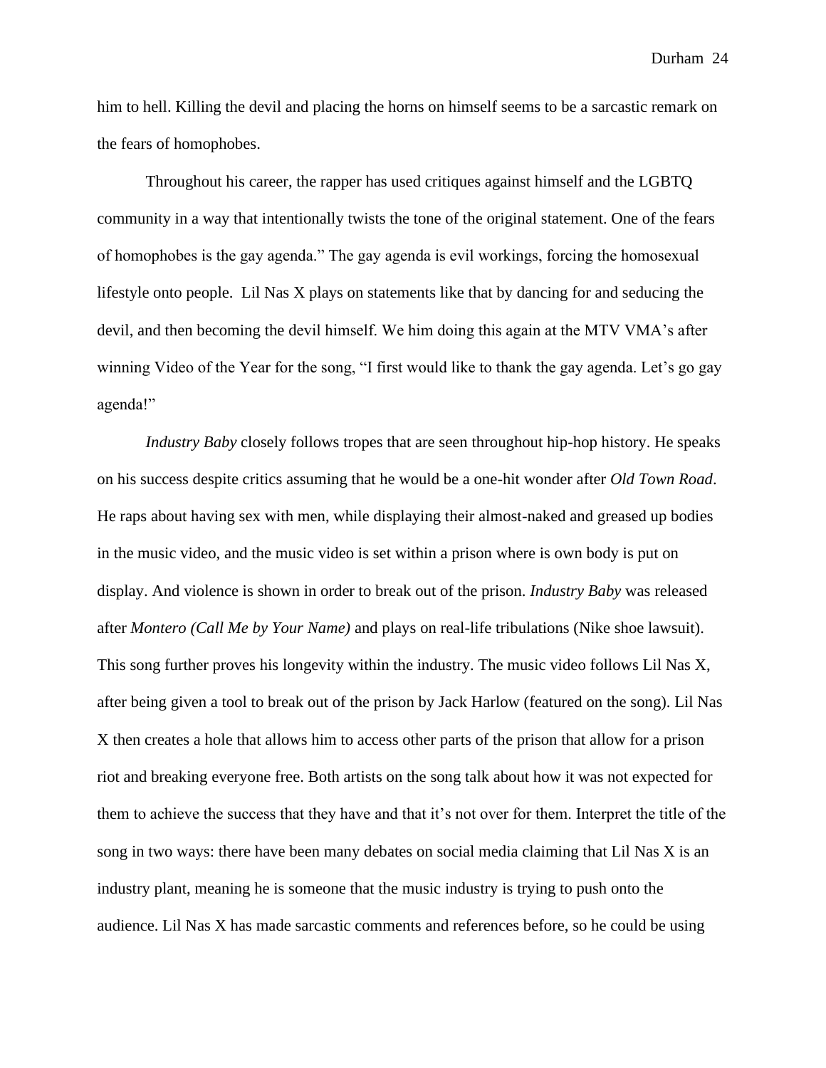him to hell. Killing the devil and placing the horns on himself seems to be a sarcastic remark on the fears of homophobes.

Throughout his career, the rapper has used critiques against himself and the LGBTQ community in a way that intentionally twists the tone of the original statement. One of the fears of homophobes is the gay agenda." The gay agenda is evil workings, forcing the homosexual lifestyle onto people.  Lil Nas X plays on statements like that by dancing for and seducing the devil, and then becoming the devil himself. We him doing this again at the MTV VMA's after winning Video of the Year for the song, "I first would like to thank the gay agenda. Let's go gay agenda!"

*Industry Baby* closely follows tropes that are seen throughout hip-hop history. He speaks on his success despite critics assuming that he would be a one-hit wonder after *Old Town Road*. He raps about having sex with men, while displaying their almost-naked and greased up bodies in the music video, and the music video is set within a prison where is own body is put on display. And violence is shown in order to break out of the prison. *Industry Baby* was released after *Montero (Call Me by Your Name)* and plays on real-life tribulations (Nike shoe lawsuit). This song further proves his longevity within the industry. The music video follows Lil Nas X, after being given a tool to break out of the prison by Jack Harlow (featured on the song). Lil Nas X then creates a hole that allows him to access other parts of the prison that allow for a prison riot and breaking everyone free. Both artists on the song talk about how it was not expected for them to achieve the success that they have and that it's not over for them. Interpret the title of the song in two ways: there have been many debates on social media claiming that Lil Nas X is an industry plant, meaning he is someone that the music industry is trying to push onto the audience. Lil Nas X has made sarcastic comments and references before, so he could be using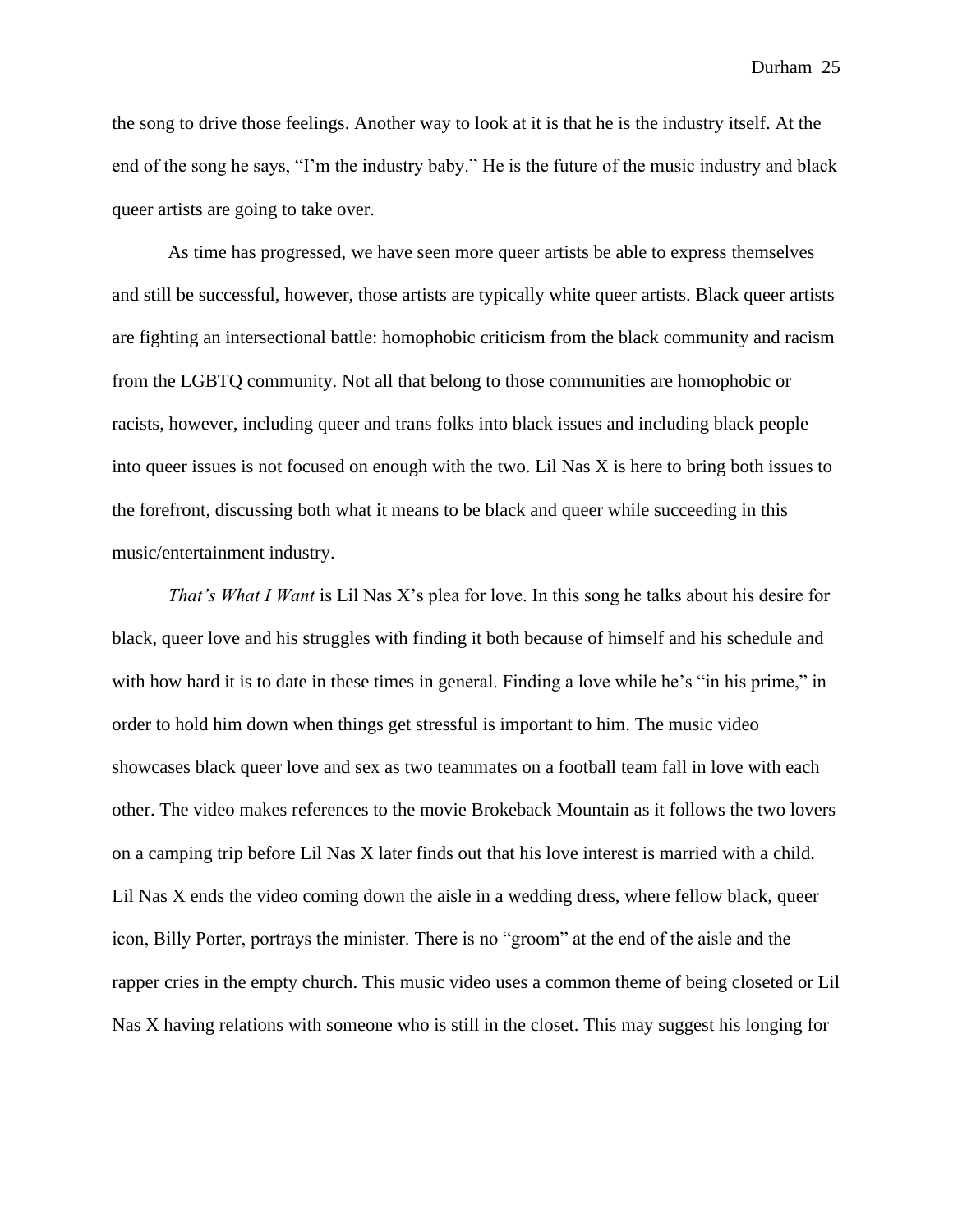the song to drive those feelings. Another way to look at it is that he is the industry itself. At the end of the song he says, “I’m the industry baby.” He is the future of the music industry and black queer artists are going to take over.

As time has progressed, we have seen more queer artists be able to express themselves and still be successful, however, those artists are typically white queer artists. Black queer artists are fighting an intersectional battle: homophobic criticism from the black community and racism from the LGBTQ community. Not all that belong to those communities are homophobic or racists, however, including queer and trans folks into black issues and including black people into queer issues is not focused on enough with the two. Lil Nas X is here to bring both issues to the forefront, discussing both what it means to be black and queer while succeeding in this music/entertainment industry.

*That’s What I Want* is Lil Nas X’s plea for love. In this song he talks about his desire for black, queer love and his struggles with finding it both because of himself and his schedule and with how hard it is to date in these times in general. Finding a love while he’s “in his prime,” in order to hold him down when things get stressful is important to him. The music video showcases black queer love and sex as two teammates on a football team fall in love with each other. The video makes references to the movie Brokeback Mountain as it follows the two lovers on a camping trip before Lil Nas X later finds out that his love interest is married with a child. Lil Nas X ends the video coming down the aisle in a wedding dress, where fellow black, queer icon, Billy Porter, portrays the minister. There is no “groom” at the end of the aisle and the rapper cries in the empty church. This music video uses a common theme of being closeted or Lil Nas X having relations with someone who is still in the closet. This may suggest his longing for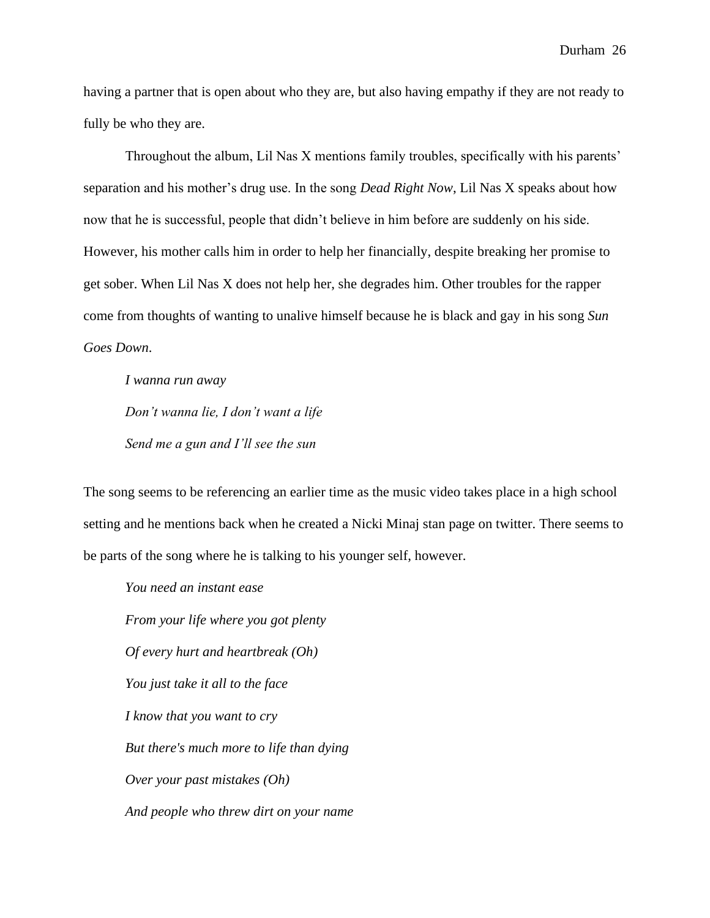having a partner that is open about who they are, but also having empathy if they are not ready to fully be who they are.

Throughout the album, Lil Nas X mentions family troubles, specifically with his parents' separation and his mother's drug use. In the song *Dead Right Now*, Lil Nas X speaks about how now that he is successful, people that didn't believe in him before are suddenly on his side. However, his mother calls him in order to help her financially, despite breaking her promise to get sober. When Lil Nas X does not help her, she degrades him. Other troubles for the rapper come from thoughts of wanting to unalive himself because he is black and gay in his song *Sun Goes Down*.

*I wanna run away*  
*Don't wanna lie, I don't want a life*  
*Send me a gun and I'll see the sun*

The song seems to be referencing an earlier time as the music video takes place in a high school setting and he mentions back when he created a Nicki Minaj stan page on twitter. There seems to be parts of the song where he is talking to his younger self, however.

*You need an instant ease*  
*From your life where you got plenty*  
*Of every hurt and heartbreak (Oh)*  
*You just take it all to the face*  
*I know that you want to cry*  
*But there's much more to life than dying*  
*Over your past mistakes (Oh)*  
*And people who threw dirt on your name*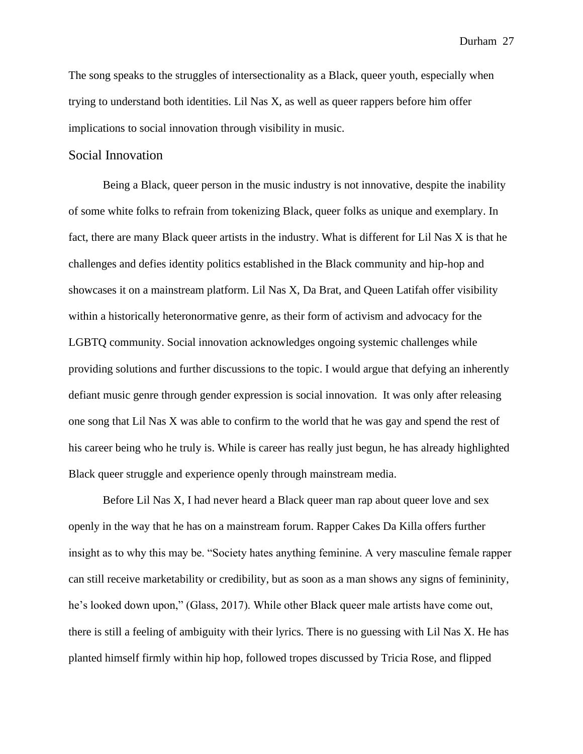The song speaks to the struggles of intersectionality as a Black, queer youth, especially when trying to understand both identities. Lil Nas X, as well as queer rappers before him offer implications to social innovation through visibility in music.

## Social Innovation

Being a Black, queer person in the music industry is not innovative, despite the inability of some white folks to refrain from tokenizing Black, queer folks as unique and exemplary. In fact, there are many Black queer artists in the industry. What is different for Lil Nas X is that he challenges and defies identity politics established in the Black community and hip-hop and showcases it on a mainstream platform. Lil Nas X, Da Brat, and Queen Latifah offer visibility within a historically heteronormative genre, as their form of activism and advocacy for the LGBTQ community. Social innovation acknowledges ongoing systemic challenges while providing solutions and further discussions to the topic. I would argue that defying an inherently defiant music genre through gender expression is social innovation. It was only after releasing one song that Lil Nas X was able to confirm to the world that he was gay and spend the rest of his career being who he truly is. While is career has really just begun, he has already highlighted Black queer struggle and experience openly through mainstream media.

Before Lil Nas X, I had never heard a Black queer man rap about queer love and sex openly in the way that he has on a mainstream forum. Rapper Cakes Da Killa offers further insight as to why this may be. "Society hates anything feminine. A very masculine female rapper can still receive marketability or credibility, but as soon as a man shows any signs of femininity, he's looked down upon," (Glass, 2017). While other Black queer male artists have come out, there is still a feeling of ambiguity with their lyrics. There is no guessing with Lil Nas X. He has planted himself firmly within hip hop, followed tropes discussed by Tricia Rose, and flipped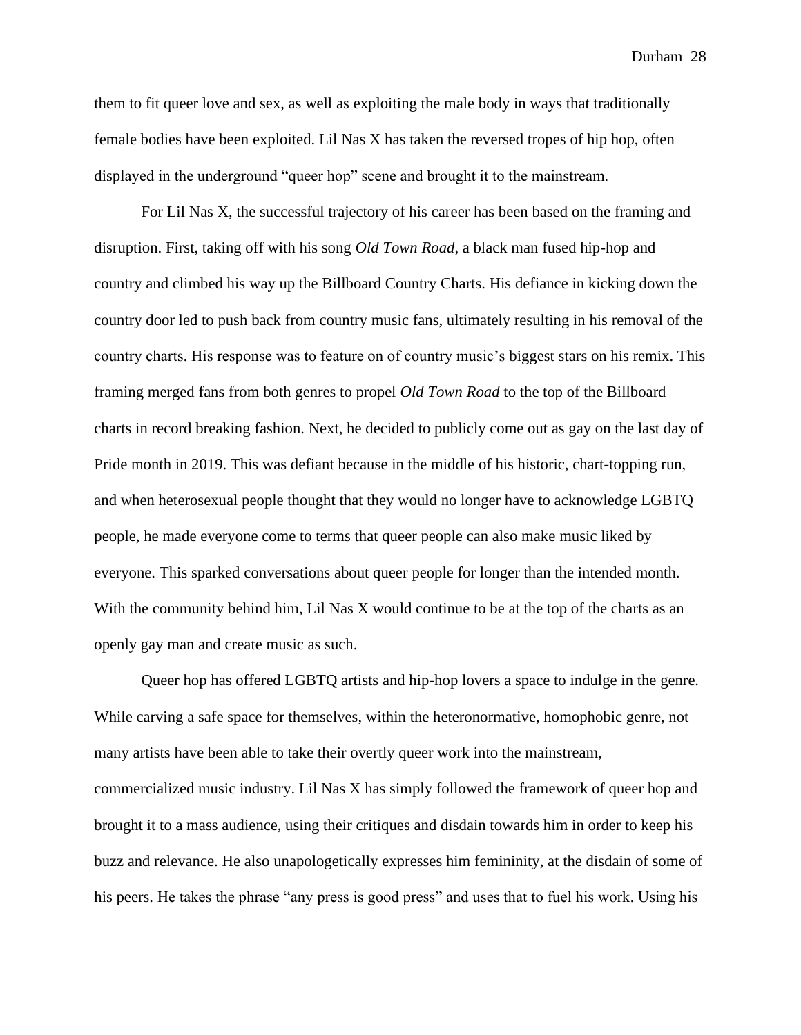them to fit queer love and sex, as well as exploiting the male body in ways that traditionally female bodies have been exploited. Lil Nas X has taken the reversed tropes of hip hop, often displayed in the underground "queer hop" scene and brought it to the mainstream.

For Lil Nas X, the successful trajectory of his career has been based on the framing and disruption. First, taking off with his song *Old Town Road*, a black man fused hip-hop and country and climbed his way up the Billboard Country Charts. His defiance in kicking down the country door led to push back from country music fans, ultimately resulting in his removal of the country charts. His response was to feature on of country music's biggest stars on his remix. This framing merged fans from both genres to propel *Old Town Road* to the top of the Billboard charts in record breaking fashion. Next, he decided to publicly come out as gay on the last day of Pride month in 2019. This was defiant because in the middle of his historic, chart-topping run, and when heterosexual people thought that they would no longer have to acknowledge LGBTQ people, he made everyone come to terms that queer people can also make music liked by everyone. This sparked conversations about queer people for longer than the intended month. With the community behind him, Lil Nas X would continue to be at the top of the charts as an openly gay man and create music as such.

Queer hop has offered LGBTQ artists and hip-hop lovers a space to indulge in the genre. While carving a safe space for themselves, within the heteronormative, homophobic genre, not many artists have been able to take their overtly queer work into the mainstream, commercialized music industry. Lil Nas X has simply followed the framework of queer hop and brought it to a mass audience, using their critiques and disdain towards him in order to keep his buzz and relevance. He also unapologetically expresses him femininity, at the disdain of some of his peers. He takes the phrase "any press is good press" and uses that to fuel his work. Using his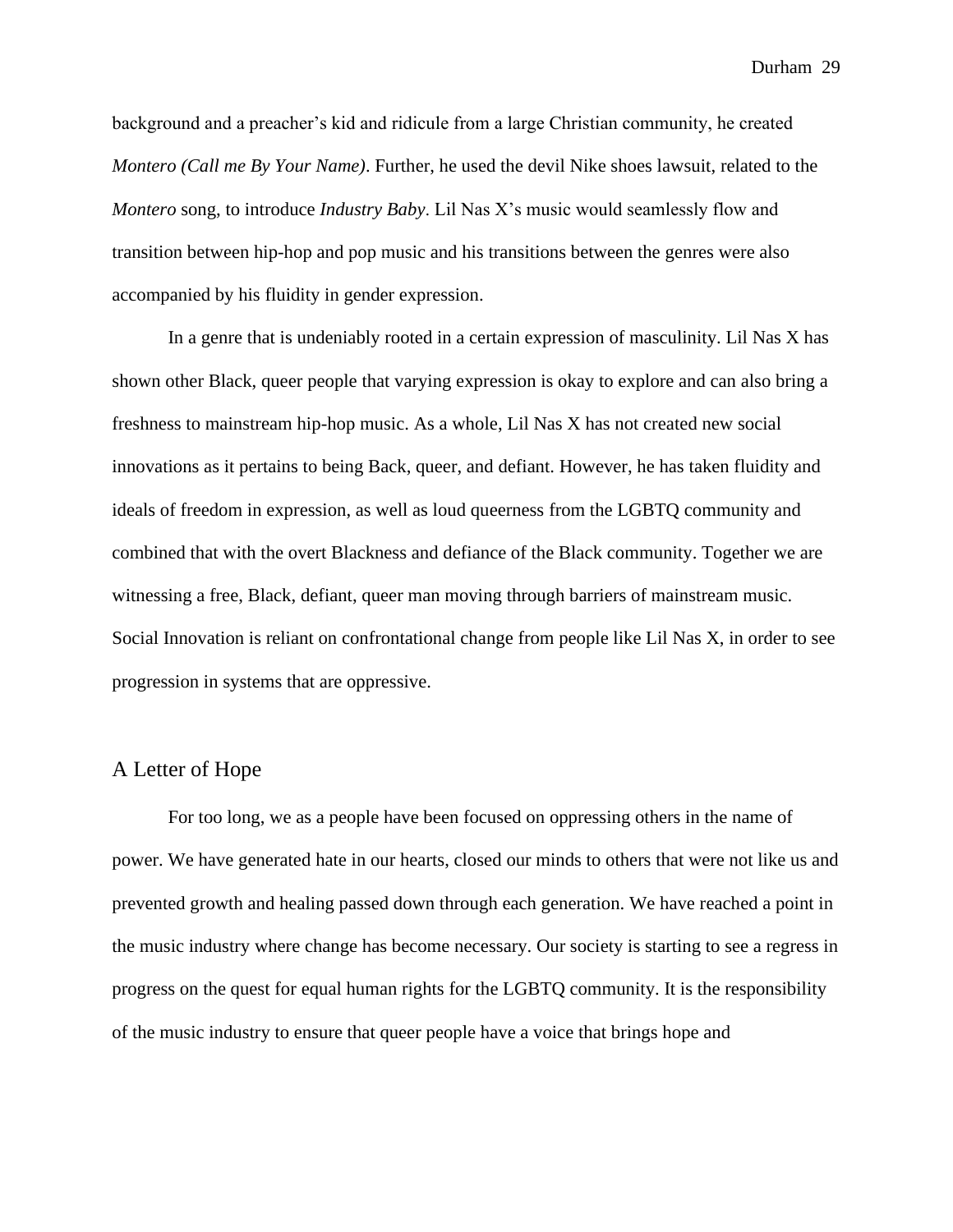background and a preacher's kid and ridicule from a large Christian community, he created *Montero (Call me By Your Name)*. Further, he used the devil Nike shoes lawsuit, related to the *Montero* song, to introduce *Industry Baby*. Lil Nas X's music would seamlessly flow and transition between hip-hop and pop music and his transitions between the genres were also accompanied by his fluidity in gender expression.

In a genre that is undeniably rooted in a certain expression of masculinity. Lil Nas X has shown other Black, queer people that varying expression is okay to explore and can also bring a freshness to mainstream hip-hop music. As a whole, Lil Nas X has not created new social innovations as it pertains to being Back, queer, and defiant. However, he has taken fluidity and ideals of freedom in expression, as well as loud queerness from the LGBTQ community and combined that with the overt Blackness and defiance of the Black community. Together we are witnessing a free, Black, defiant, queer man moving through barriers of mainstream music. Social Innovation is reliant on confrontational change from people like Lil Nas X, in order to see progression in systems that are oppressive.

## A Letter of Hope

For too long, we as a people have been focused on oppressing others in the name of power. We have generated hate in our hearts, closed our minds to others that were not like us and prevented growth and healing passed down through each generation. We have reached a point in the music industry where change has become necessary. Our society is starting to see a regress in progress on the quest for equal human rights for the LGBTQ community. It is the responsibility of the music industry to ensure that queer people have a voice that brings hope and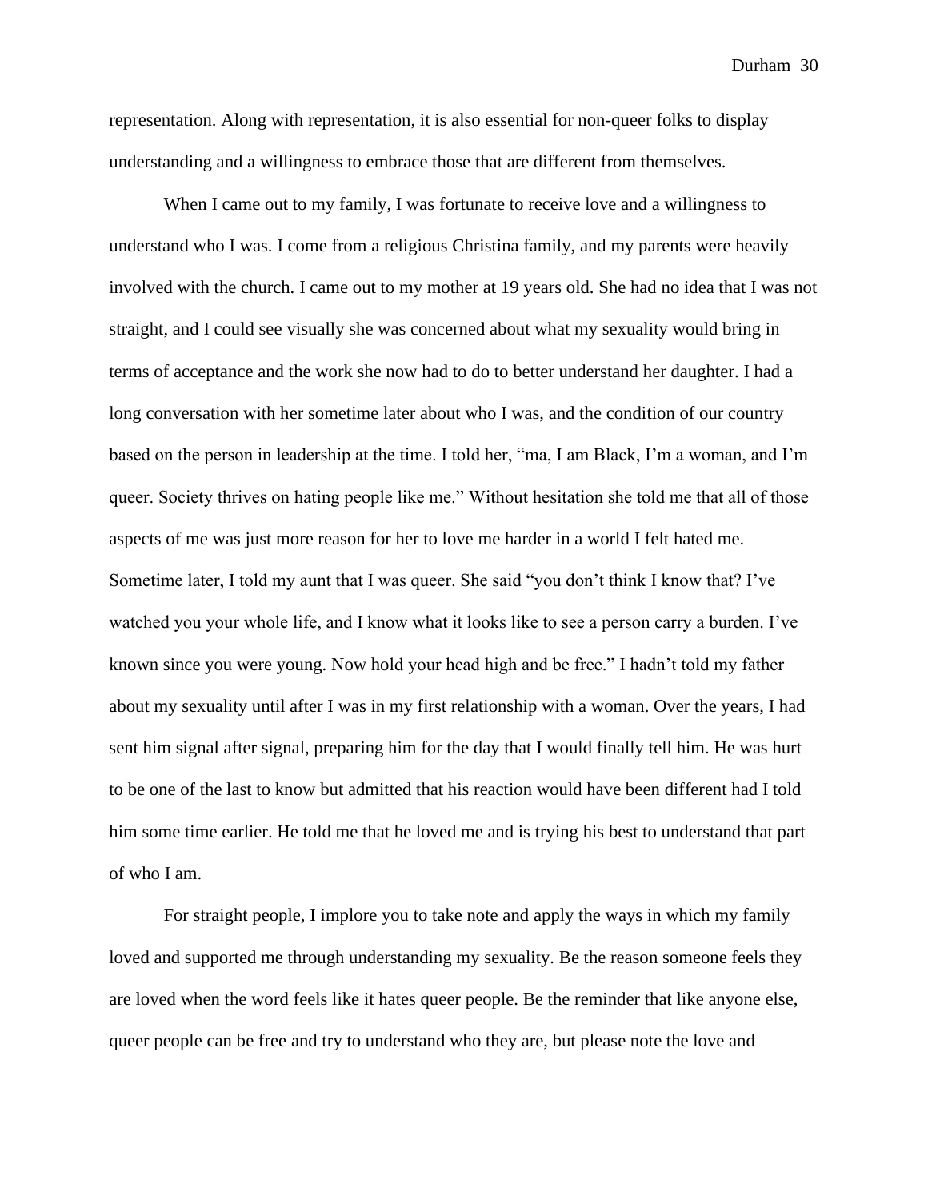representation. Along with representation, it is also essential for non-queer folks to display understanding and a willingness to embrace those that are different from themselves.

When I came out to my family, I was fortunate to receive love and a willingness to understand who I was. I come from a religious Christina family, and my parents were heavily involved with the church. I came out to my mother at 19 years old. She had no idea that I was not straight, and I could see visually she was concerned about what my sexuality would bring in terms of acceptance and the work she now had to do to better understand her daughter. I had a long conversation with her sometime later about who I was, and the condition of our country based on the person in leadership at the time. I told her, "ma, I am Black, I'm a woman, and I'm queer. Society thrives on hating people like me." Without hesitation she told me that all of those aspects of me was just more reason for her to love me harder in a world I felt hated me. Sometime later, I told my aunt that I was queer. She said "you don't think I know that? I've watched you your whole life, and I know what it looks like to see a person carry a burden. I've known since you were young. Now hold your head high and be free." I hadn't told my father about my sexuality until after I was in my first relationship with a woman. Over the years, I had sent him signal after signal, preparing him for the day that I would finally tell him. He was hurt to be one of the last to know but admitted that his reaction would have been different had I told him some time earlier. He told me that he loved me and is trying his best to understand that part of who I am.

For straight people, I implore you to take note and apply the ways in which my family loved and supported me through understanding my sexuality. Be the reason someone feels they are loved when the word feels like it hates queer people. Be the reminder that like anyone else, queer people can be free and try to understand who they are, but please note the love and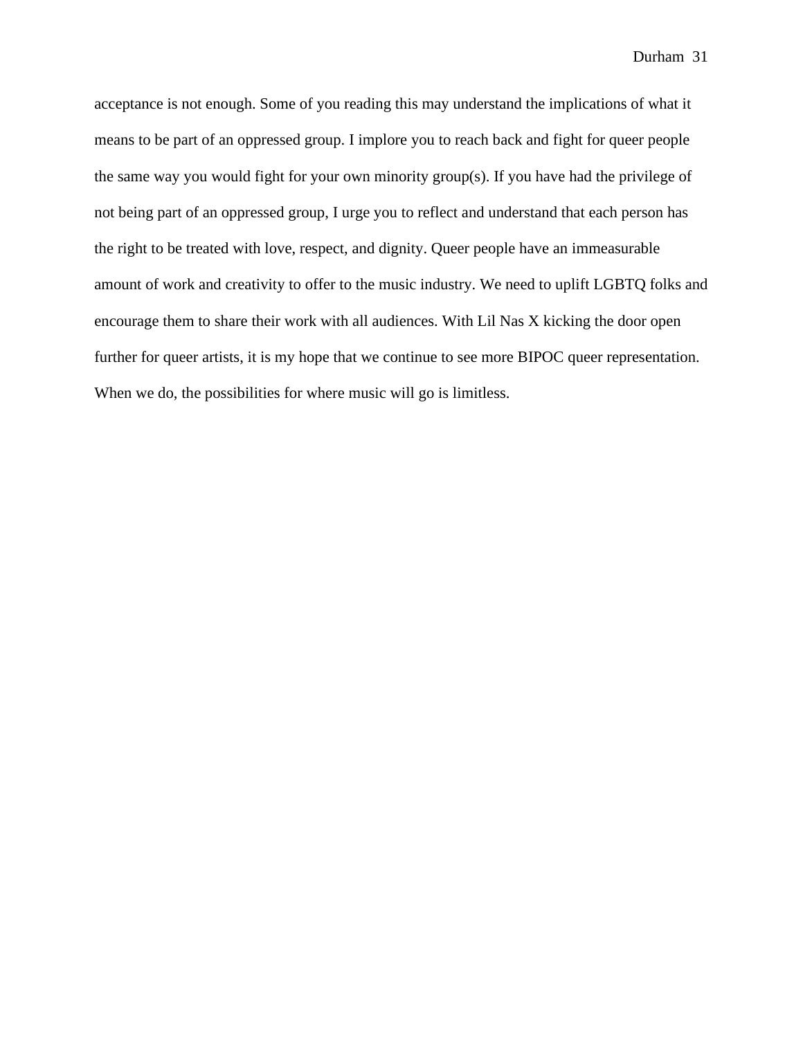acceptance is not enough. Some of you reading this may understand the implications of what it means to be part of an oppressed group. I implore you to reach back and fight for queer people the same way you would fight for your own minority group(s). If you have had the privilege of not being part of an oppressed group, I urge you to reflect and understand that each person has the right to be treated with love, respect, and dignity. Queer people have an immeasurable amount of work and creativity to offer to the music industry. We need to uplift LGBTQ folks and encourage them to share their work with all audiences. With Lil Nas X kicking the door open further for queer artists, it is my hope that we continue to see more BIPOC queer representation. When we do, the possibilities for where music will go is limitless.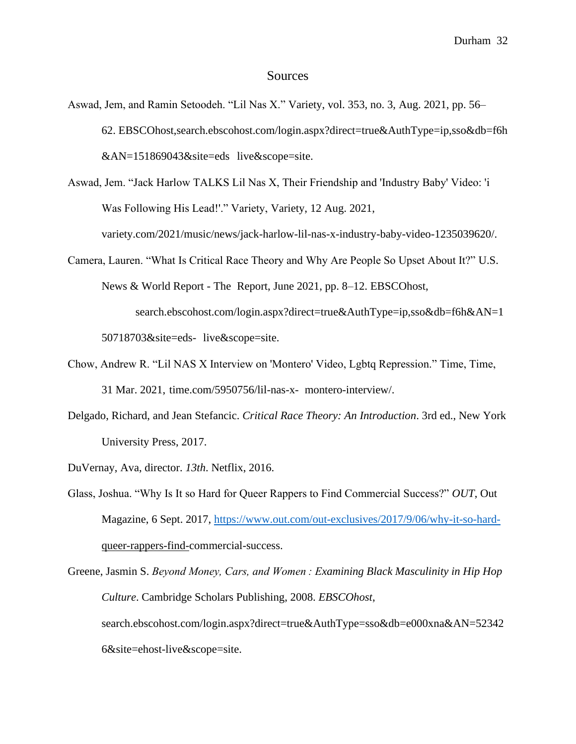# Sources

Aswad, Jem, and Ramin Setoodeh. "Lil Nas X." Variety, vol. 353, no. 3, Aug. 2021, pp. 56–62. EBSCOhost,search.ebscohost.com/login.aspx?direct=true&AuthType=ip,sso&db=f6h&AN=151869043&site=eds live&scope=site.

Aswad, Jem. "Jack Harlow TALKS Lil Nas X, Their Friendship and 'Industry Baby' Video: 'i Was Following His Lead!'." Variety, Variety, 12 Aug. 2021, variety.com/2021/music/news/jack-harlow-lil-nas-x-industry-baby-video-1235039620/.

Camera, Lauren. "What Is Critical Race Theory and Why Are People So Upset About It?" U.S. News & World Report - The Report, June 2021, pp. 8–12. EBSCOhost, search.ebscohost.com/login.aspx?direct=true&AuthType=ip,sso&db=f6h&AN=150718703&site=eds- live&scope=site.

Chow, Andrew R. "Lil NAS X Interview on 'Montero' Video, Lgbtq Repression." Time, Time, 31 Mar. 2021, time.com/5950756/lil-nas-x- montero-interview/.

Delgado, Richard, and Jean Stefancic. *Critical Race Theory: An Introduction*. 3rd ed., New York University Press, 2017.

DuVernay, Ava, director. *13th*. Netflix, 2016.

Glass, Joshua. "Why Is It so Hard for Queer Rappers to Find Commercial Success?" *OUT*, Out Magazine, 6 Sept. 2017, https://www.out.com/out-exclusives/2017/9/06/why-it-so-hard-queer-rappers-find-commercial-success.

Greene, Jasmin S. *Beyond Money, Cars, and Women : Examining Black Masculinity in Hip Hop Culture*. Cambridge Scholars Publishing, 2008. *EBSCOhost*, search.ebscohost.com/login.aspx?direct=true&AuthType=sso&db=e000xna&AN=523426&site=ehost-live&scope=site.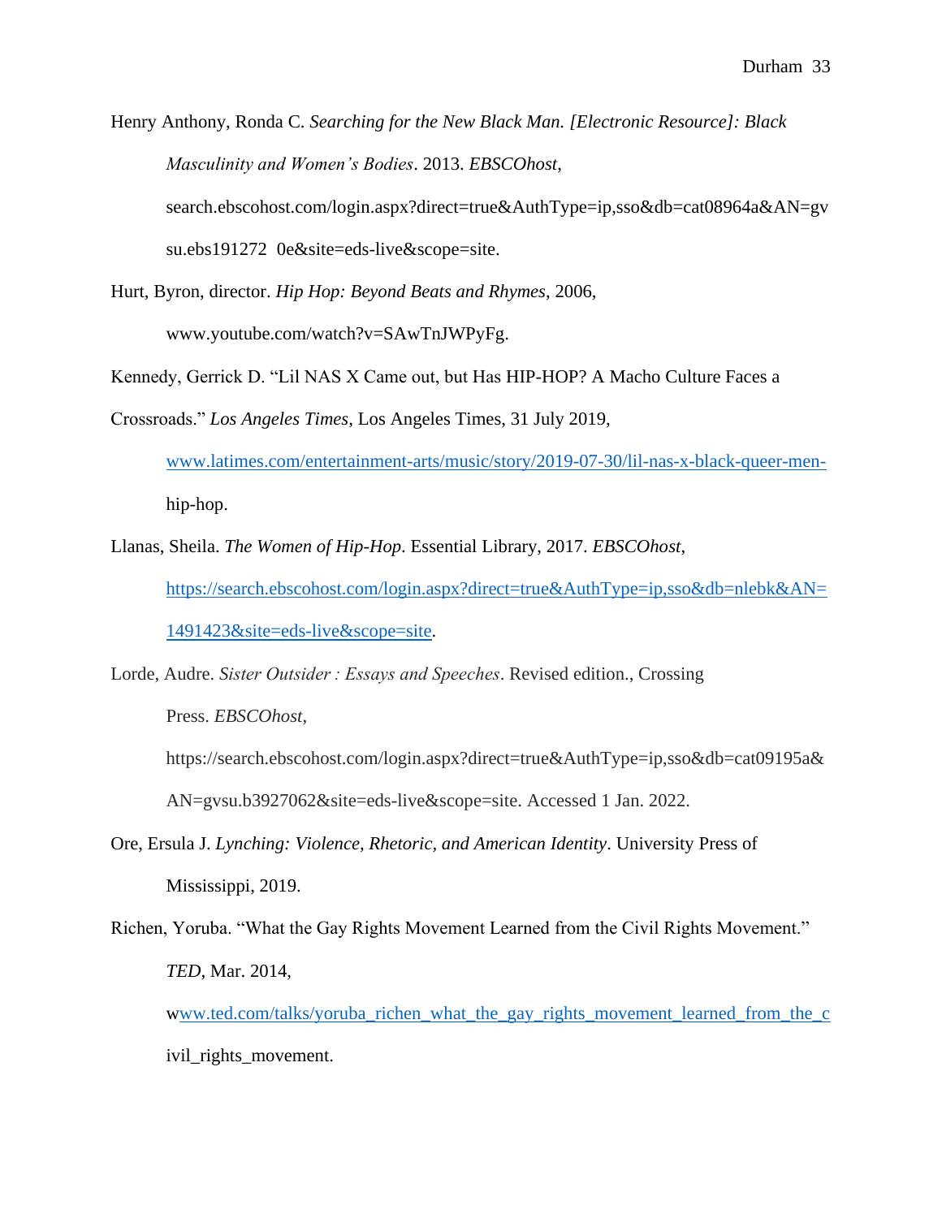Henry Anthony, Ronda C. *Searching for the New Black Man. [Electronic Resource]: Black Masculinity and Women's Bodies*. 2013. *EBSCOhost*, search.ebscohost.com/login.aspx?direct=true&AuthType=ip,sso&db=cat08964a&AN=gvsu.ebs191272 0e&site=eds-live&scope=site.

Hurt, Byron, director. *Hip Hop: Beyond Beats and Rhymes*, 2006, www.youtube.com/watch?v=SAwTnJWPyFg.

Kennedy, Gerrick D. "Lil NAS X Came out, but Has HIP-HOP? A Macho Culture Faces a Crossroads." *Los Angeles Times*, Los Angeles Times, 31 July 2019, www.latimes.com/entertainment-arts/music/story/2019-07-30/lil-nas-x-black-queer-men-hip-hop.

Llanas, Sheila. *The Women of Hip-Hop*. Essential Library, 2017. *EBSCOhost*, https://search.ebscohost.com/login.aspx?direct=true&AuthType=ip,sso&db=nlebk&AN=1491423&site=eds-live&scope=site.

Lorde, Audre. *Sister Outsider : Essays and Speeches*. Revised edition., Crossing Press. *EBSCOhost*, https://search.ebscohost.com/login.aspx?direct=true&AuthType=ip,sso&db=cat09195a&AN=gvsu.b3927062&site=eds-live&scope=site. Accessed 1 Jan. 2022.

Ore, Ersula J. *Lynching: Violence, Rhetoric, and American Identity*. University Press of Mississippi, 2019.

Richen, Yoruba. "What the Gay Rights Movement Learned from the Civil Rights Movement." *TED*, Mar. 2014, www.ted.com/talks/yoruba_richen_what_the_gay_rights_movement_learned_from_the_civil_rights_movement.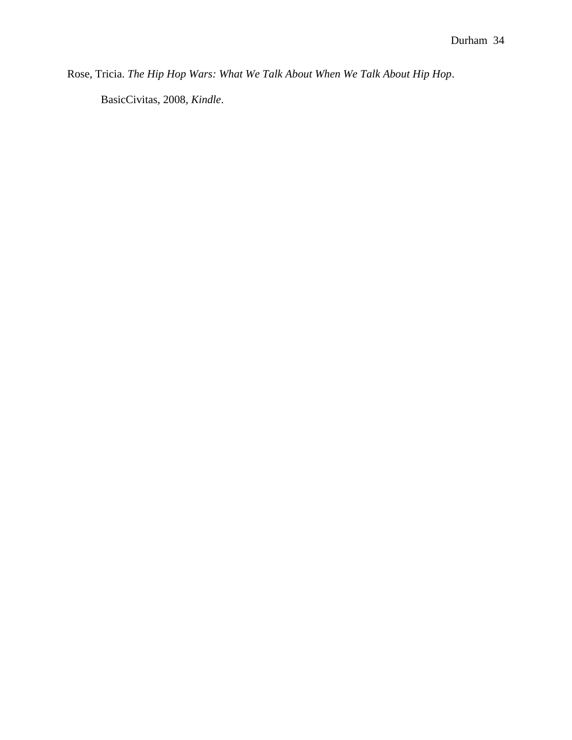Rose, Tricia. *The Hip Hop Wars: What We Talk About When We Talk About Hip Hop*. BasicCivitas, 2008, *Kindle*.